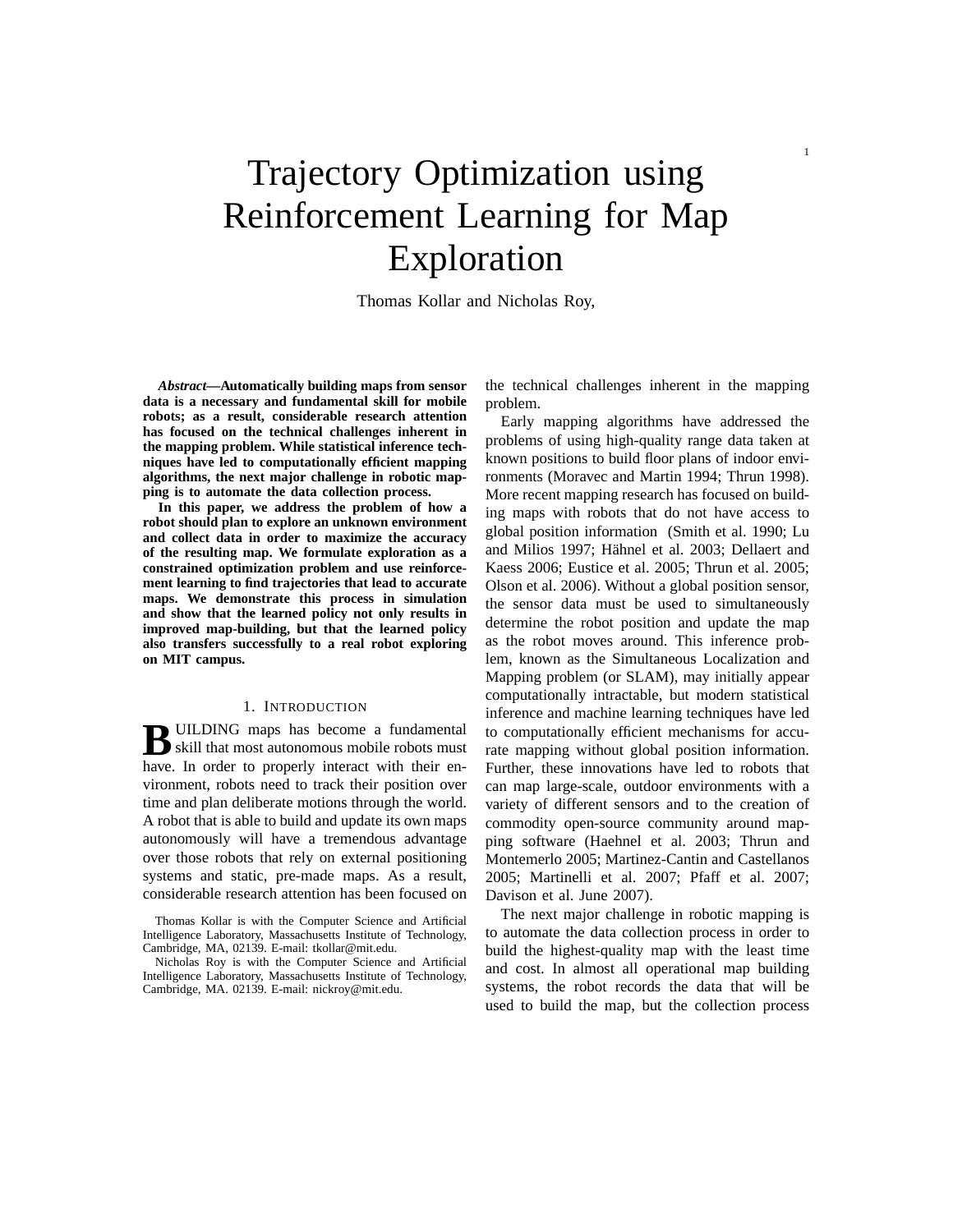# Trajectory Optimization using Reinforcement Learning for Map Exploration

Thomas Kollar and Nicholas Roy,

***Abstract*—Automatically building maps from sensor data is a necessary and fundamental skill for mobile robots; as a result, considerable research attention has focused on the technical challenges inherent in the mapping problem. While statistical inference techniques have led to computationally efficient mapping algorithms, the next major challenge in robotic mapping is to automate the data collection process.**

**In this paper, we address the problem of how a robot should plan to explore an unknown environment and collect data in order to maximize the accuracy of the resulting map. We formulate exploration as a constrained optimization problem and use reinforcement learning to find trajectories that lead to accurate maps. We demonstrate this process in simulation and show that the learned policy not only results in improved map-building, but that the learned policy also transfers successfully to a real robot exploring on MIT campus.**

## 1. Introduction

BUILDING maps has become a fundamental skill that most autonomous mobile robots must have. In order to properly interact with their environment, robots need to track their position over time and plan deliberate motions through the world. A robot that is able to build and update its own maps autonomously will have a tremendous advantage over those robots that rely on external positioning systems and static, pre-made maps. As a result, considerable research attention has been focused on the technical challenges inherent in the mapping problem.

Thomas Kollar is with the Computer Science and Artificial Intelligence Laboratory, Massachusetts Institute of Technology, Cambridge, MA, 02139. E-mail: tkollar@mit.edu.

Nicholas Roy is with the Computer Science and Artificial Intelligence Laboratory, Massachusetts Institute of Technology, Cambridge, MA. 02139. E-mail: nickroy@mit.edu.

Early mapping algorithms have addressed the problems of using high-quality range data taken at known positions to build floor plans of indoor environments (Moravec and Martin 1994; Thrun 1998). More recent mapping research has focused on building maps with robots that do not have access to global position information (Smith et al. 1990; Lu and Milios 1997; Hähnel et al. 2003; Dellaert and Kaess 2006; Eustice et al. 2005; Thrun et al. 2005; Olson et al. 2006). Without a global position sensor, the sensor data must be used to simultaneously determine the robot position and update the map as the robot moves around. This inference problem, known as the Simultaneous Localization and Mapping problem (or SLAM), may initially appear computationally intractable, but modern statistical inference and machine learning techniques have led to computationally efficient mechanisms for accurate mapping without global position information. Further, these innovations have led to robots that can map large-scale, outdoor environments with a variety of different sensors and to the creation of commodity open-source community around mapping software (Haehnel et al. 2003; Thrun and Montemerlo 2005; Martinez-Cantin and Castellanos 2005; Martinelli et al. 2007; Pfaff et al. 2007; Davison et al. June 2007).

The next major challenge in robotic mapping is to automate the data collection process in order to build the highest-quality map with the least time and cost. In almost all operational map building systems, the robot records the data that will be used to build the map, but the collection process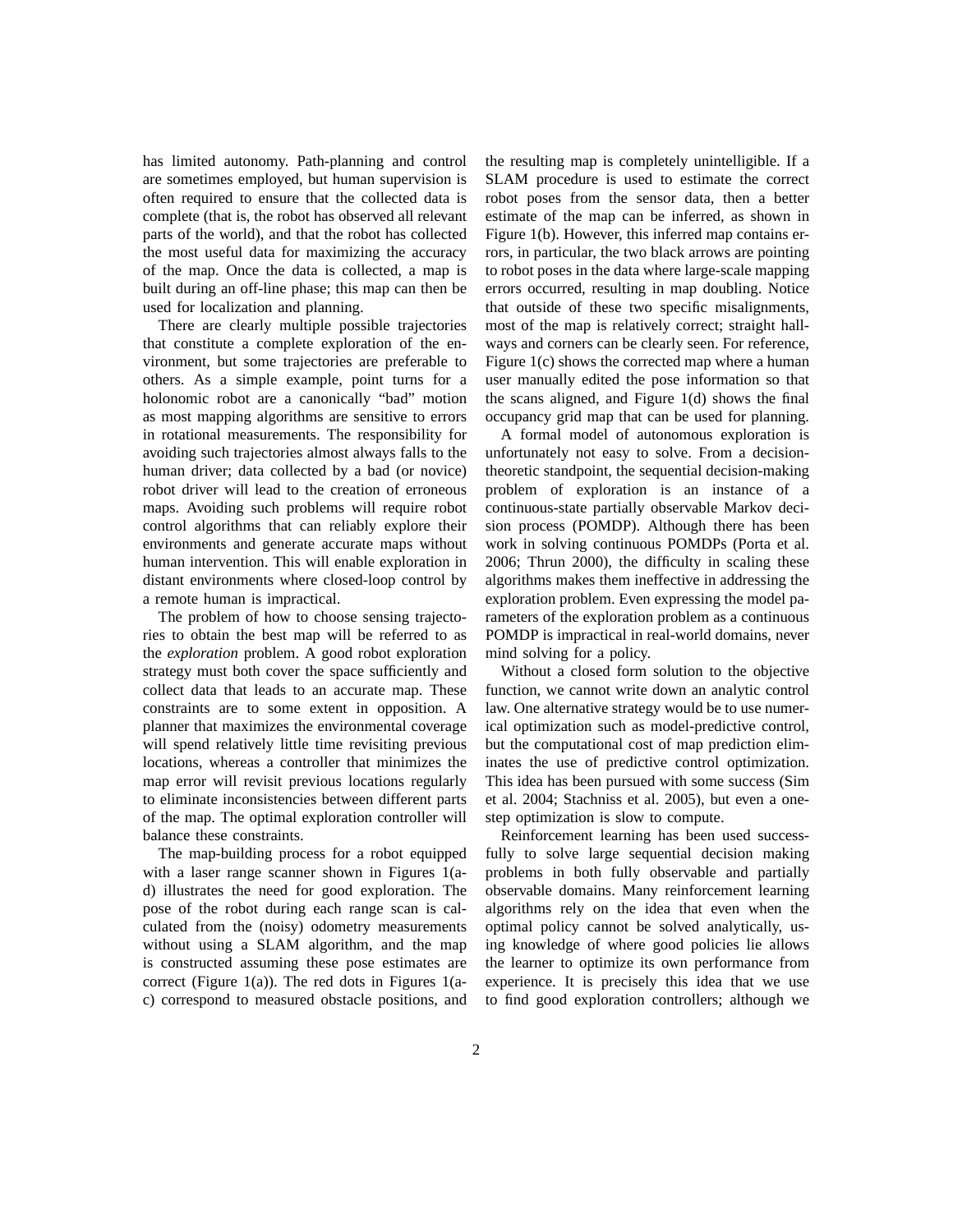has limited autonomy. Path-planning and control are sometimes employed, but human supervision is often required to ensure that the collected data is complete (that is, the robot has observed all relevant parts of the world), and that the robot has collected the most useful data for maximizing the accuracy of the map. Once the data is collected, a map is built during an off-line phase; this map can then be used for localization and planning.

There are clearly multiple possible trajectories that constitute a complete exploration of the environment, but some trajectories are preferable to others. As a simple example, point turns for a holonomic robot are a canonically "bad" motion as most mapping algorithms are sensitive to errors in rotational measurements. The responsibility for avoiding such trajectories almost always falls to the human driver; data collected by a bad (or novice) robot driver will lead to the creation of erroneous maps. Avoiding such problems will require robot control algorithms that can reliably explore their environments and generate accurate maps without human intervention. This will enable exploration in distant environments where closed-loop control by a remote human is impractical.

The problem of how to choose sensing trajectories to obtain the best map will be referred to as the *exploration* problem. A good robot exploration strategy must both cover the space sufficiently and collect data that leads to an accurate map. These constraints are to some extent in opposition. A planner that maximizes the environmental coverage will spend relatively little time revisiting previous locations, whereas a controller that minimizes the map error will revisit previous locations regularly to eliminate inconsistencies between different parts of the map. The optimal exploration controller will balance these constraints.

The map-building process for a robot equipped with a laser range scanner shown in Figures 1(a-d) illustrates the need for good exploration. The pose of the robot during each range scan is calculated from the (noisy) odometry measurements without using a SLAM algorithm, and the map is constructed assuming these pose estimates are correct (Figure 1(a)). The red dots in Figures 1(a-c) correspond to measured obstacle positions, and the resulting map is completely unintelligible. If a SLAM procedure is used to estimate the correct robot poses from the sensor data, then a better estimate of the map can be inferred, as shown in Figure 1(b). However, this inferred map contains errors, in particular, the two black arrows are pointing to robot poses in the data where large-scale mapping errors occurred, resulting in map doubling. Notice that outside of these two specific misalignments, most of the map is relatively correct; straight hallways and corners can be clearly seen. For reference, Figure 1(c) shows the corrected map where a human user manually edited the pose information so that the scans aligned, and Figure 1(d) shows the final occupancy grid map that can be used for planning.

A formal model of autonomous exploration is unfortunately not easy to solve. From a decision-theoretic standpoint, the sequential decision-making problem of exploration is an instance of a continuous-state partially observable Markov decision process (POMDP). Although there has been work in solving continuous POMDPs (Porta et al. 2006; Thrun 2000), the difficulty in scaling these algorithms makes them ineffective in addressing the exploration problem. Even expressing the model parameters of the exploration problem as a continuous POMDP is impractical in real-world domains, never mind solving for a policy.

Without a closed form solution to the objective function, we cannot write down an analytic control law. One alternative strategy would be to use numerical optimization such as model-predictive control, but the computational cost of map prediction eliminates the use of predictive control optimization. This idea has been pursued with some success (Sim et al. 2004; Stachniss et al. 2005), but even a one-step optimization is slow to compute.

Reinforcement learning has been used successfully to solve large sequential decision making problems in both fully observable and partially observable domains. Many reinforcement learning algorithms rely on the idea that even when the optimal policy cannot be solved analytically, using knowledge of where good policies lie allows the learner to optimize its own performance from experience. It is precisely this idea that we use to find good exploration controllers; although we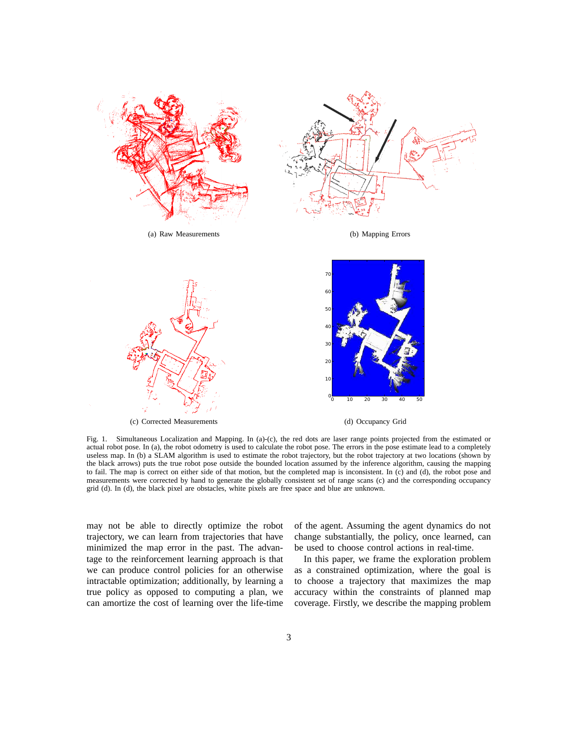(a) Raw Measurements

(b) Mapping Errors

(c) Corrected Measurements

(d) Occupancy Grid

Fig. 1. Simultaneous Localization and Mapping. In (a)-(c), the red dots are laser range points projected from the estimated or actual robot pose. In (a), the robot odometry is used to calculate the robot pose. The errors in the pose estimate lead to a completely useless map. In (b) a SLAM algorithm is used to estimate the robot trajectory, but the robot trajectory at two locations (shown by the black arrows) puts the true robot pose outside the bounded location assumed by the inference algorithm, causing the mapping to fail. The map is correct on either side of that motion, but the completed map is inconsistent. In (c) and (d), the robot pose and measurements were corrected by hand to generate the globally consistent set of range scans (c) and the corresponding occupancy grid (d). In (d), the black pixel are obstacles, white pixels are free space and blue are unknown.

may not be able to directly optimize the robot trajectory, we can learn from trajectories that have minimized the map error in the past. The advantage to the reinforcement learning approach is that we can produce control policies for an otherwise intractable optimization; additionally, by learning a true policy as opposed to computing a plan, we can amortize the cost of learning over the life-time of the agent. Assuming the agent dynamics do not change substantially, the policy, once learned, can be used to choose control actions in real-time.

In this paper, we frame the exploration problem as a constrained optimization, where the goal is to choose a trajectory that maximizes the map accuracy within the constraints of planned map coverage. Firstly, we describe the mapping problem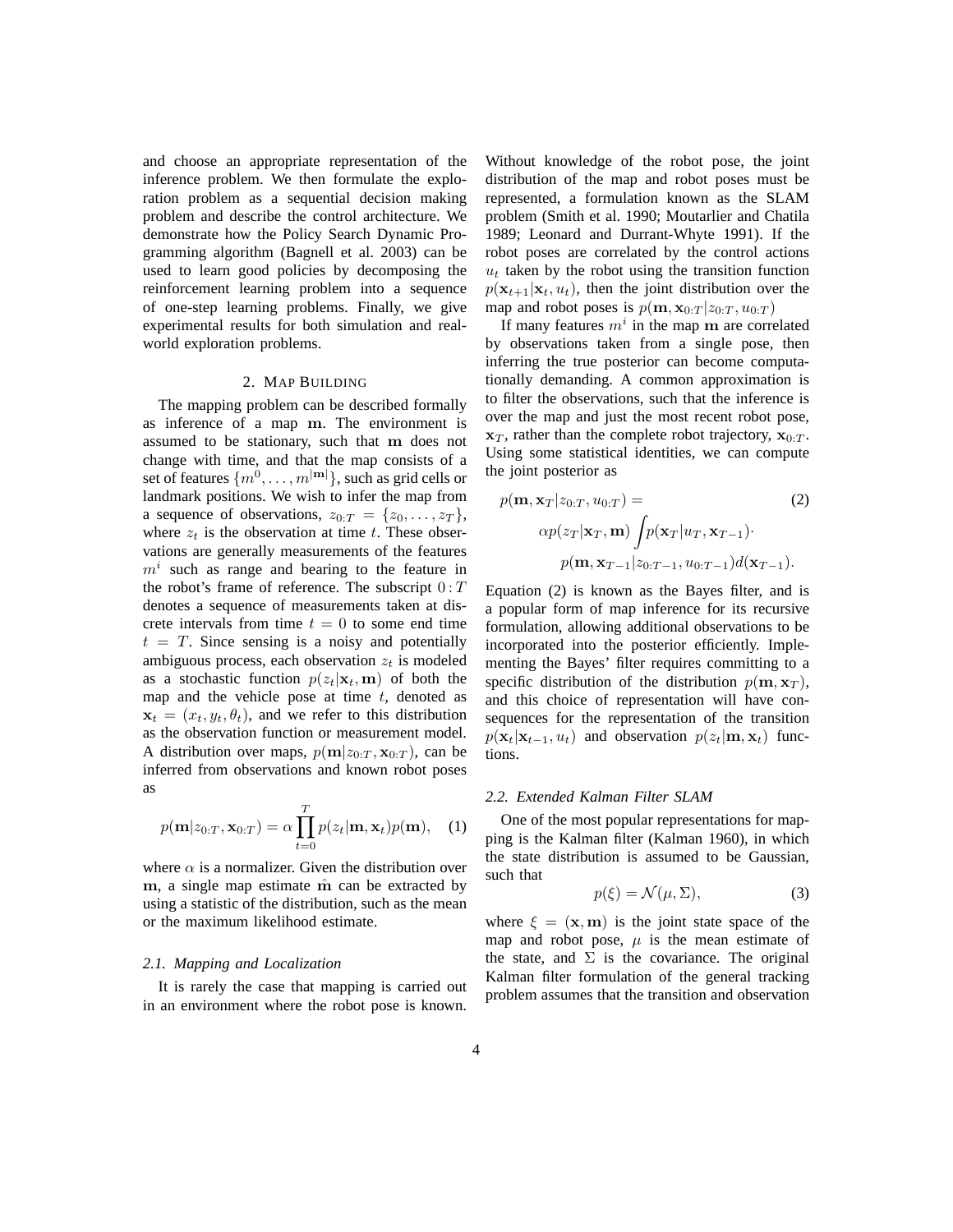and choose an appropriate representation of the inference problem. We then formulate the exploration problem as a sequential decision making problem and describe the control architecture. We demonstrate how the Policy Search Dynamic Programming algorithm (Bagnell et al. 2003) can be used to learn good policies by decomposing the reinforcement learning problem into a sequence of one-step learning problems. Finally, we give experimental results for both simulation and real-world exploration problems.

## 2. Map Building

The mapping problem can be described formally as inference of a map $\mathbf{m}$. The environment is assumed to be stationary, such that $\mathbf{m}$ does not change with time, and that the map consists of a set of features $\{m^0, \ldots, m^{|\mathbf{m}|}\}$, such as grid cells or landmark positions. We wish to infer the map from a sequence of observations, $z_{0:T} = \{z_0, \ldots, z_T\}$, where $z_t$ is the observation at time $t$. These observations are generally measurements of the features $m^i$ such as range and bearing to the feature in the robot's frame of reference. The subscript $0:T$ denotes a sequence of measurements taken at discrete intervals from time $t = 0$ to some end time $t = T$. Since sensing is a noisy and potentially ambiguous process, each observation $z_t$ is modeled as a stochastic function $p(z_t|\mathbf{x}_t, \mathbf{m})$ of both the map and the vehicle pose at time $t$, denoted as $\mathbf{x}_t = (x_t, y_t, \theta_t)$, and we refer to this distribution as the observation function or measurement model. A distribution over maps, $p(\mathbf{m}|z_{0:T}, \mathbf{x}_{0:T})$, can be inferred from observations and known robot poses as

$$p(\mathbf{m}|z_{0:T}, \mathbf{x}_{0:T}) = \alpha \prod_{t=0}^{T} p(z_t|\mathbf{m}, \mathbf{x}_t) p(\mathbf{m}), \quad (1)$$

where $\alpha$ is a normalizer. Given the distribution over $\mathbf{m}$, a single map estimate $\hat{\mathbf{m}}$ can be extracted by using a statistic of the distribution, such as the mean or the maximum likelihood estimate.

### 2.1. Mapping and Localization

It is rarely the case that mapping is carried out in an environment where the robot pose is known. Without knowledge of the robot pose, the joint distribution of the map and robot poses must be represented, a formulation known as the SLAM problem (Smith et al. 1990; Moutarlier and Chatila 1989; Leonard and Durrant-Whyte 1991). If the robot poses are correlated by the control actions $u_t$ taken by the robot using the transition function $p(\mathbf{x}_{t+1}|\mathbf{x}_t, u_t)$, then the joint distribution over the map and robot poses is $p(\mathbf{m}, \mathbf{x}_{0:T}|z_{0:T}, u_{0:T})$

If many features $m^i$ in the map $\mathbf{m}$ are correlated by observations taken from a single pose, then inferring the true posterior can become computationally demanding. A common approximation is to filter the observations, such that the inference is over the map and just the most recent robot pose, $\mathbf{x}_T$, rather than the complete robot trajectory, $\mathbf{x}_{0:T}$. Using some statistical identities, we can compute the joint posterior as

$$\begin{aligned} p(\mathbf{m}, \mathbf{x}_T|z_{0:T}, u_{0:T}) = & \quad (2) \\ \alpha p(z_T|\mathbf{x}_T, \mathbf{m}) \int & p(\mathbf{x}_T|u_T, \mathbf{x}_{T-1}) \cdot \\ & p(\mathbf{m}, \mathbf{x}_{T-1}|z_{0:T-1}, u_{0:T-1}) d(\mathbf{x}_{T-1}). \end{aligned}$$

Equation (2) is known as the Bayes filter, and is a popular form of map inference for its recursive formulation, allowing additional observations to be incorporated into the posterior efficiently. Implementing the Bayes' filter requires committing to a specific distribution of the distribution $p(\mathbf{m}, \mathbf{x}_T)$, and this choice of representation will have consequences for the representation of the transition $p(\mathbf{x}_t|\mathbf{x}_{t-1}, u_t)$ and observation $p(z_t|\mathbf{m}, \mathbf{x}_t)$ functions.

### 2.2. Extended Kalman Filter SLAM

One of the most popular representations for mapping is the Kalman filter (Kalman 1960), in which the state distribution is assumed to be Gaussian, such that

$$p(\xi) = \mathcal{N}(\mu, \Sigma), \quad (3)$$

where $\xi = (\mathbf{x}, \mathbf{m})$ is the joint state space of the map and robot pose, $\mu$ is the mean estimate of the state, and $\Sigma$ is the covariance. The original Kalman filter formulation of the general tracking problem assumes that the transition and observation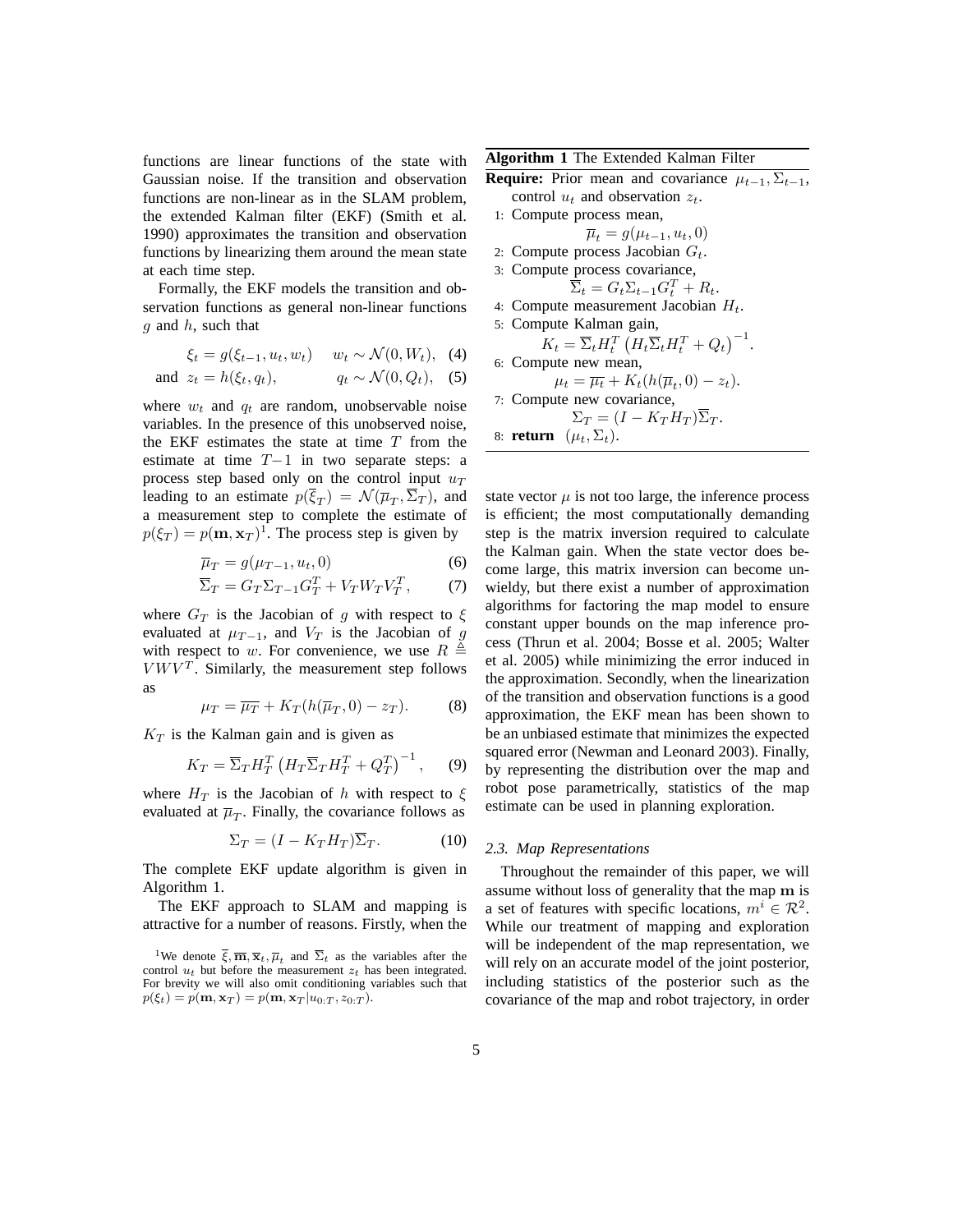functions are linear functions of the state with Gaussian noise. If the transition and observation functions are non-linear as in the SLAM problem, the extended Kalman filter (EKF) (Smith et al. 1990) approximates the transition and observation functions by linearizing them around the mean state at each time step.

Formally, the EKF models the transition and observation functions as general non-linear functions $g$ and $h$, such that

$$\xi_t = g(\xi_{t-1}, u_t, w_t) \quad w_t \sim \mathcal{N}(0, W_t), \quad (4)$$

$$\text{and} \quad z_t = h(\xi_t, q_t), \quad q_t \sim \mathcal{N}(0, Q_t), \quad (5)$$

where $w_t$ and $q_t$ are random, unobservable noise variables. In the presence of this unobserved noise, the EKF estimates the state at time $T$ from the estimate at time $T-1$ in two separate steps: a process step based only on the control input $u_T$ leading to an estimate $p(\overline{\xi}_T) = \mathcal{N}(\overline{\mu}_T, \overline{\Sigma}_T)$, and a measurement step to complete the estimate of $p(\xi_T) = p(\mathbf{m}, \mathbf{x}_T)$[1]. The process step is given by

$$\overline{\mu}_T = g(\mu_{T-1}, u_t, 0) \quad (6)$$

$$\overline{\Sigma}_T = G_T \Sigma_{T-1} G_T^T + V_T W_T V_T^T, \quad (7)$$

where $G_T$ is the Jacobian of $g$ with respect to $\xi$ evaluated at $\mu_{T-1}$, and $V_T$ is the Jacobian of $g$ with respect to $w$. For convenience, we use $R \triangleq VWV^T$. Similarly, the measurement step follows as

$$\mu_T = \overline{\mu_T} + K_T(h(\overline{\mu}_T, 0) - z_T). \quad (8)$$

$K_T$ is the Kalman gain and is given as

$$K_T = \overline{\Sigma}_T H_T^T \left(H_T \overline{\Sigma}_T H_T^T + Q_T^T\right)^{-1}, \quad (9)$$

where $H_T$ is the Jacobian of $h$ with respect to $\xi$ evaluated at $\overline{\mu}_T$. Finally, the covariance follows as

$$\Sigma_T = (I - K_T H_T)\overline{\Sigma}_T. \quad (10)$$

The complete EKF update algorithm is given in Algorithm 1.

The EKF approach to SLAM and mapping is attractive for a number of reasons. Firstly, when the state vector $\mu$ is not too large, the inference process is efficient; the most computationally demanding step is the matrix inversion required to calculate the Kalman gain. When the state vector does become large, this matrix inversion can become unwieldy, but there exist a number of approximation algorithms for factoring the map model to ensure constant upper bounds on the map inference process (Thrun et al. 2004; Bosse et al. 2005; Walter et al. 2005) while minimizing the error induced in the approximation. Secondly, when the linearization of the transition and observation functions is a good approximation, the EKF mean has been shown to be an unbiased estimate that minimizes the expected squared error (Newman and Leonard 2003). Finally, by representing the distribution over the map and robot pose parametrically, statistics of the map estimate can be used in planning exploration.

**Algorithm 1** The Extended Kalman Filter

**Require:** Prior mean and covariance $\mu_{t-1}, \Sigma_{t-1}$, control $u_t$ and observation $z_t$.

1: Compute process mean,
$$\overline{\mu}_t = g(\mu_{t-1}, u_t, 0)$$
2: Compute process Jacobian $G_t$.
3: Compute process covariance,
$$\overline{\Sigma}_t = G_t \Sigma_{t-1} G_t^T + R_t.$$
4: Compute measurement Jacobian $H_t$.
5: Compute Kalman gain,
$$K_t = \overline{\Sigma}_t H_t^T \left(H_t \overline{\Sigma}_t H_t^T + Q_t\right)^{-1}.$$
6: Compute new mean,
$$\mu_t = \overline{\mu_t} + K_t(h(\overline{\mu}_t, 0) - z_t).$$
7: Compute new covariance,
$$\Sigma_T = (I - K_T H_T)\overline{\Sigma}_T.$$
8: **return** $(\mu_t, \Sigma_t)$.

### 2.3. Map Representations

Throughout the remainder of this paper, we will assume without loss of generality that the map $\mathbf{m}$ is a set of features with specific locations, $m^i \in \mathcal{R}^2$. While our treatment of mapping and exploration will be independent of the map representation, we will rely on an accurate model of the joint posterior, including statistics of the posterior such as the covariance of the map and robot trajectory, in order

[1] We denote $\overline{\xi}, \overline{\mathbf{m}}, \overline{\mathbf{x}}_t, \overline{\mu}_t$ and $\overline{\Sigma}_t$ as the variables after the control $u_t$ but before the measurement $z_t$ has been integrated. For brevity we will also omit conditioning variables such that $p(\xi_t) = p(\mathbf{m}, \mathbf{x}_T) = p(\mathbf{m}, \mathbf{x}_T | u_{0:T}, z_{0:T})$.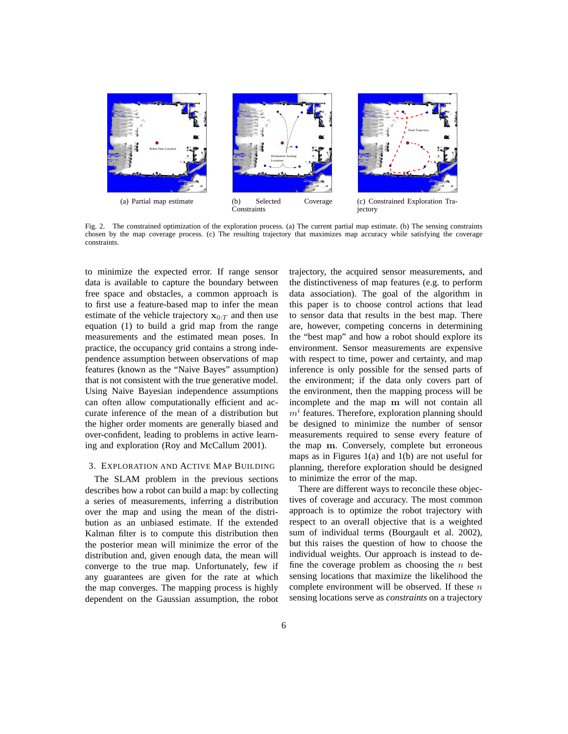(a) Partial map estimate

(b) Selected Coverage Constraints

(c) Constrained Exploration Trajectory

Fig. 2. The constrained optimization of the exploration process. (a) The current partial map estimate. (b) The sensing constraints chosen by the map coverage process. (c) The resulting trajectory that maximizes map accuracy while satisfying the coverage constraints.

to minimize the expected error. If range sensor data is available to capture the boundary between free space and obstacles, a common approach is to first use a feature-based map to infer the mean estimate of the vehicle trajectory $\mathbf{x}_{0:T}$ and then use equation (1) to build a grid map from the range measurements and the estimated mean poses. In practice, the occupancy grid contains a strong independence assumption between observations of map features (known as the "Naive Bayes" assumption) that is not consistent with the true generative model. Using Naive Bayesian independence assumptions can often allow computationally efficient and accurate inference of the mean of a distribution but the higher order moments are generally biased and over-confident, leading to problems in active learning and exploration (Roy and McCallum 2001).

## 3. Exploration and Active Map Building

The SLAM problem in the previous sections describes how a robot can build a map: by collecting a series of measurements, inferring a distribution over the map and using the mean of the distribution as an unbiased estimate. If the extended Kalman filter is to compute this distribution then the posterior mean will minimize the error of the distribution and, given enough data, the mean will converge to the true map. Unfortunately, few if any guarantees are given for the rate at which the map converges. The mapping process is highly dependent on the Gaussian assumption, the robot trajectory, the acquired sensor measurements, and the distinctiveness of map features (e.g. to perform data association). The goal of the algorithm in this paper is to choose control actions that lead to sensor data that results in the best map. There are, however, competing concerns in determining the "best map" and how a robot should explore its environment. Sensor measurements are expensive with respect to time, power and certainty, and map inference is only possible for the sensed parts of the environment; if the data only covers part of the environment, then the mapping process will be incomplete and the map $\mathbf{m}$ will not contain all $m^i$ features. Therefore, exploration planning should be designed to minimize the number of sensor measurements required to sense every feature of the map $\mathbf{m}$. Conversely, complete but erroneous maps as in Figures 1(a) and 1(b) are not useful for planning, therefore exploration should be designed to minimize the error of the map.

There are different ways to reconcile these objectives of coverage and accuracy. The most common approach is to optimize the robot trajectory with respect to an overall objective that is a weighted sum of individual terms (Bourgault et al. 2002), but this raises the question of how to choose the individual weights. Our approach is instead to define the coverage problem as choosing the $n$ best sensing locations that maximize the likelihood the complete environment will be observed. If these $n$ sensing locations serve as *constraints* on a trajectory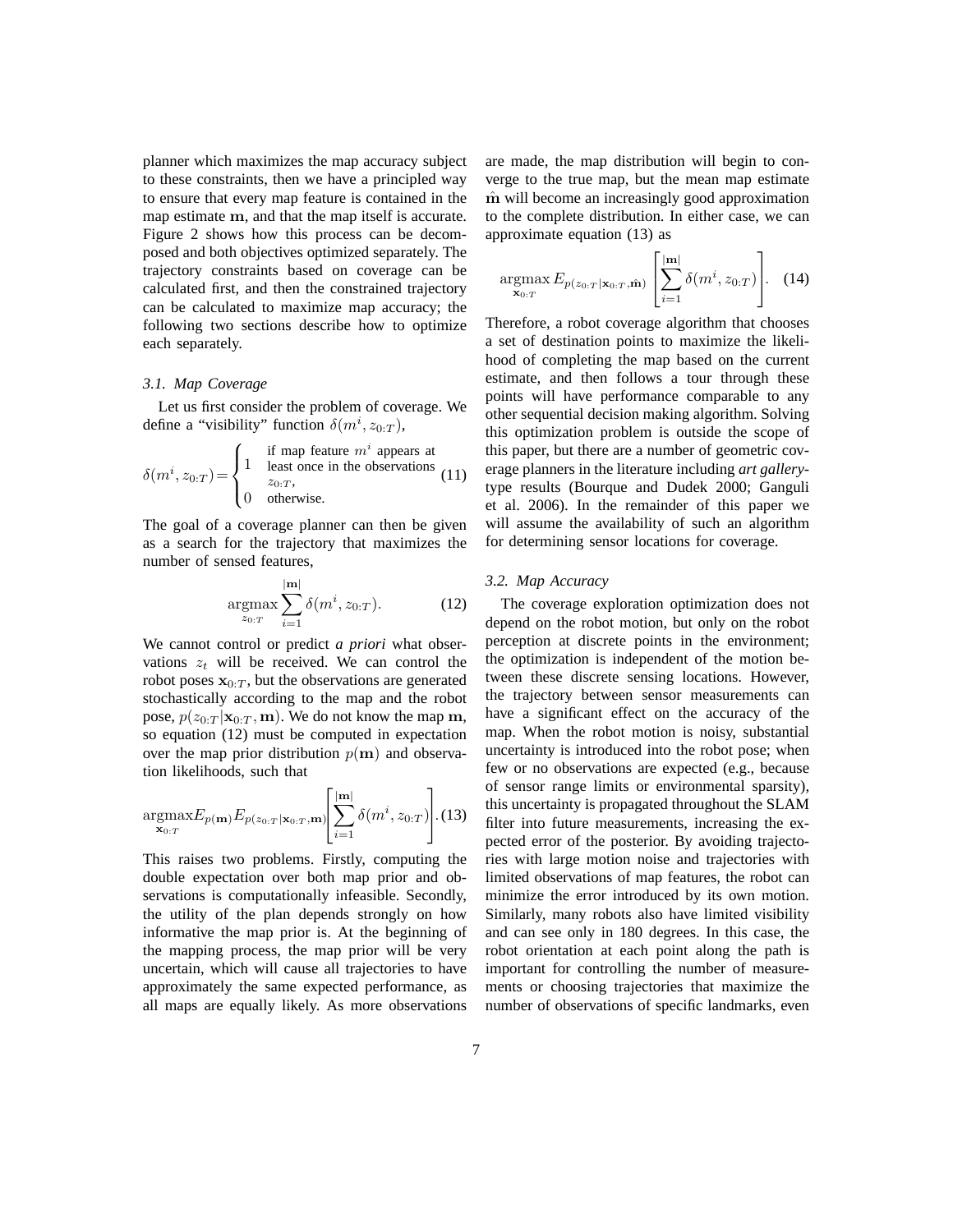planner which maximizes the map accuracy subject to these constraints, then we have a principled way to ensure that every map feature is contained in the map estimate $\mathbf{m}$, and that the map itself is accurate. Figure 2 shows how this process can be decomposed and both objectives optimized separately. The trajectory constraints based on coverage can be calculated first, and then the constrained trajectory can be calculated to maximize map accuracy; the following two sections describe how to optimize each separately.

### *3.1. Map Coverage*

Let us first consider the problem of coverage. We define a "visibility" function $\delta(m^i, z_{0:T})$,

$$\delta(m^i, z_{0:T}) = \begin{cases} 1 & \text{if map feature } m^i \text{ appears at least once in the observations } z_{0:T}, \\ 0 & \text{otherwise.} \end{cases} \tag{11}$$

The goal of a coverage planner can then be given as a search for the trajectory that maximizes the number of sensed features,

$$\underset{z_{0:T}}{\operatorname{argmax}} \sum_{i=1}^{|\mathbf{m}|} \delta(m^i, z_{0:T}). \tag{12}$$

We cannot control or predict *a priori* what observations $z_t$ will be received. We can control the robot poses $\mathbf{x}_{0:T}$, but the observations are generated stochastically according to the map and the robot pose, $p(z_{0:T}|\mathbf{x}_{0:T}, \mathbf{m})$. We do not know the map $\mathbf{m}$, so equation (12) must be computed in expectation over the map prior distribution $p(\mathbf{m})$ and observation likelihoods, such that

$$\underset{\mathbf{x}_{0:T}}{\operatorname{argmax}} E_{p(\mathbf{m})} E_{p(z_{0:T}|\mathbf{x}_{0:T}, \mathbf{m})} \left[ \sum_{i=1}^{|\mathbf{m}|} \delta(m^i, z_{0:T}) \right]. \tag{13}$$

This raises two problems. Firstly, computing the double expectation over both map prior and observations is computationally infeasible. Secondly, the utility of the plan depends strongly on how informative the map prior is. At the beginning of the mapping process, the map prior will be very uncertain, which will cause all trajectories to have approximately the same expected performance, as all maps are equally likely. As more observations are made, the map distribution will begin to converge to the true map, but the mean map estimate $\hat{\mathbf{m}}$ will become an increasingly good approximation to the complete distribution. In either case, we can approximate equation (13) as

$$\underset{\mathbf{x}_{0:T}}{\operatorname{argmax}} E_{p(z_{0:T}|\mathbf{x}_{0:T}, \hat{\mathbf{m}})} \left[ \sum_{i=1}^{|\mathbf{m}|} \delta(m^i, z_{0:T}) \right]. \tag{14}$$

Therefore, a robot coverage algorithm that chooses a set of destination points to maximize the likelihood of completing the map based on the current estimate, and then follows a tour through these points will have performance comparable to any other sequential decision making algorithm. Solving this optimization problem is outside the scope of this paper, but there are a number of geometric coverage planners in the literature including *art gallery*-type results (Bourque and Dudek 2000; Ganguli et al. 2006). In the remainder of this paper we will assume the availability of such an algorithm for determining sensor locations for coverage.

### *3.2. Map Accuracy*

The coverage exploration optimization does not depend on the robot motion, but only on the robot perception at discrete points in the environment; the optimization is independent of the motion between these discrete sensing locations. However, the trajectory between sensor measurements can have a significant effect on the accuracy of the map. When the robot motion is noisy, substantial uncertainty is introduced into the robot pose; when few or no observations are expected (e.g., because of sensor range limits or environmental sparsity), this uncertainty is propagated throughout the SLAM filter into future measurements, increasing the expected error of the posterior. By avoiding trajectories with large motion noise and trajectories with limited observations of map features, the robot can minimize the error introduced by its own motion. Similarly, many robots also have limited visibility and can see only in 180 degrees. In this case, the robot orientation at each point along the path is important for controlling the number of measurements or choosing trajectories that maximize the number of observations of specific landmarks, even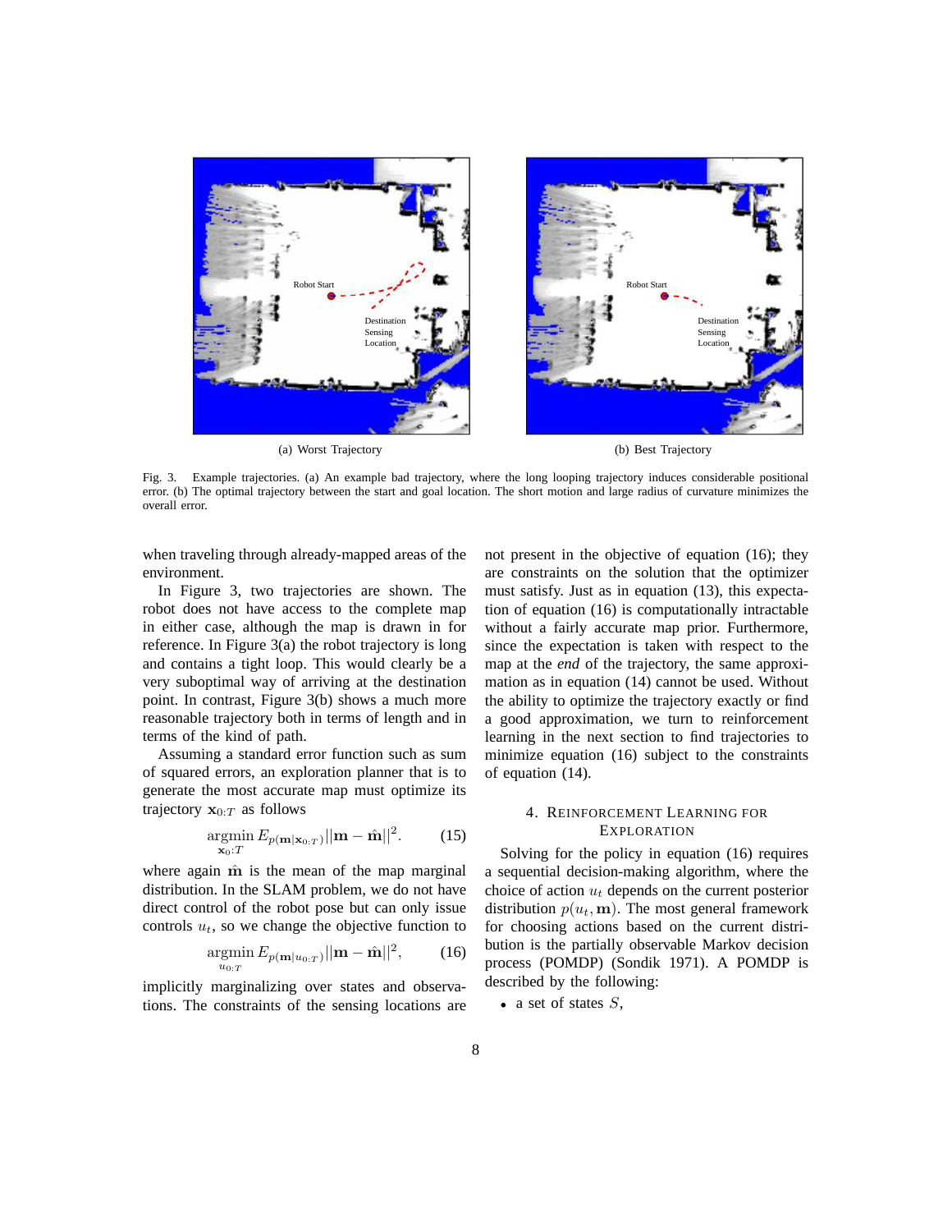(a) Worst Trajectory

(b) Best Trajectory

Fig. 3. Example trajectories. (a) An example bad trajectory, where the long looping trajectory induces considerable positional error. (b) The optimal trajectory between the start and goal location. The short motion and large radius of curvature minimizes the overall error.

when traveling through already-mapped areas of the environment.

In Figure 3, two trajectories are shown. The robot does not have access to the complete map in either case, although the map is drawn in for reference. In Figure 3(a) the robot trajectory is long and contains a tight loop. This would clearly be a very suboptimal way of arriving at the destination point. In contrast, Figure 3(b) shows a much more reasonable trajectory both in terms of length and in terms of the kind of path.

Assuming a standard error function such as sum of squared errors, an exploration planner that is to generate the most accurate map must optimize its trajectory $\mathbf{x}_{0:T}$ as follows

$$\underset{\mathbf{x}_{0:T}}{\text{argmin}}\, E_{p(\mathbf{m}|\mathbf{x}_{0:T})}||\mathbf{m} - \hat{\mathbf{m}}||^2. \qquad (15)$$

where again $\hat{\mathbf{m}}$ is the mean of the map marginal distribution. In the SLAM problem, we do not have direct control of the robot pose but can only issue controls $u_t$, so we change the objective function to

$$\underset{u_{0:T}}{\text{argmin}}\, E_{p(\mathbf{m}|u_{0:T})}||\mathbf{m} - \hat{\mathbf{m}}||^2, \qquad (16)$$

implicitly marginalizing over states and observations. The constraints of the sensing locations are not present in the objective of equation (16); they are constraints on the solution that the optimizer must satisfy. Just as in equation (13), this expectation of equation (16) is computationally intractable without a fairly accurate map prior. Furthermore, since the expectation is taken with respect to the map at the *end* of the trajectory, the same approximation as in equation (14) cannot be used. Without the ability to optimize the trajectory exactly or find a good approximation, we turn to reinforcement learning in the next section to find trajectories to minimize equation (16) subject to the constraints of equation (14).

## 4. Reinforcement Learning for Exploration

Solving for the policy in equation (16) requires a sequential decision-making algorithm, where the choice of action $u_t$ depends on the current posterior distribution $p(u_t, \mathbf{m})$. The most general framework for choosing actions based on the current distribution is the partially observable Markov decision process (POMDP) (Sondik 1971). A POMDP is described by the following:

- a set of states $S$,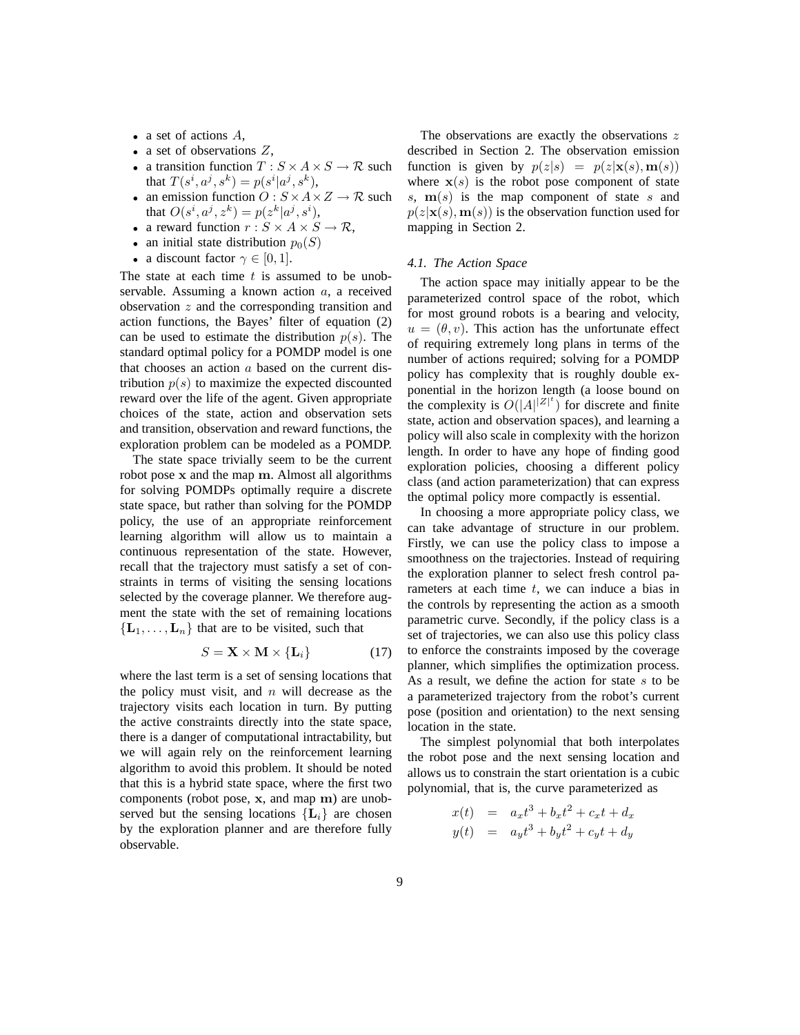- a set of actions $A$,
- a set of observations $Z$,
- a transition function $T : S \times A \times S \rightarrow \mathcal{R}$ such that $T(s^i, a^j, s^k) = p(s^i|a^j, s^k)$,
- an emission function $O : S \times A \times Z \rightarrow \mathcal{R}$ such that $O(s^i, a^j, z^k) = p(z^k|a^j, s^i)$,
- a reward function $r : S \times A \times S \rightarrow \mathcal{R}$,
- an initial state distribution $p_0(S)$
- a discount factor $\gamma \in [0, 1]$.

The state at each time $t$ is assumed to be unobservable. Assuming a known action $a$, a received observation $z$ and the corresponding transition and action functions, the Bayes' filter of equation (2) can be used to estimate the distribution $p(s)$. The standard optimal policy for a POMDP model is one that chooses an action $a$ based on the current distribution $p(s)$ to maximize the expected discounted reward over the life of the agent. Given appropriate choices of the state, action and observation sets and transition, observation and reward functions, the exploration problem can be modeled as a POMDP.

The state space trivially seem to be the current robot pose $\mathbf{x}$ and the map $\mathbf{m}$. Almost all algorithms for solving POMDPs optimally require a discrete state space, but rather than solving for the POMDP policy, the use of an appropriate reinforcement learning algorithm will allow us to maintain a continuous representation of the state. However, recall that the trajectory must satisfy a set of constraints in terms of visiting the sensing locations selected by the coverage planner. We therefore augment the state with the set of remaining locations $\{\mathbf{L}_1, \ldots, \mathbf{L}_n\}$ that are to be visited, such that

$$S = \mathbf{X} \times \mathbf{M} \times \{\mathbf{L}_i\} \tag{17}$$

where the last term is a set of sensing locations that the policy must visit, and $n$ will decrease as the trajectory visits each location in turn. By putting the active constraints directly into the state space, there is a danger of computational intractability, but we will again rely on the reinforcement learning algorithm to avoid this problem. It should be noted that this is a hybrid state space, where the first two components (robot pose, $\mathbf{x}$, and map $\mathbf{m}$) are unobserved but the sensing locations $\{\mathbf{L}_i\}$ are chosen by the exploration planner and are therefore fully observable.

The observations are exactly the observations $z$ described in Section 2. The observation emission function is given by $p(z|s) = p(z|\mathbf{x}(s), \mathbf{m}(s))$ where $\mathbf{x}(s)$ is the robot pose component of state $s$, $\mathbf{m}(s)$ is the map component of state $s$ and $p(z|\mathbf{x}(s), \mathbf{m}(s))$ is the observation function used for mapping in Section 2.

### *4.1. The Action Space*

The action space may initially appear to be the parameterized control space of the robot, which for most ground robots is a bearing and velocity, $u = (\theta, v)$. This action has the unfortunate effect of requiring extremely long plans in terms of the number of actions required; solving for a POMDP policy has complexity that is roughly double exponential in the horizon length (a loose bound on the complexity is $O(|A|^{|Z|^t})$ for discrete and finite state, action and observation spaces), and learning a policy will also scale in complexity with the horizon length. In order to have any hope of finding good exploration policies, choosing a different policy class (and action parameterization) that can express the optimal policy more compactly is essential.

In choosing a more appropriate policy class, we can take advantage of structure in our problem. Firstly, we can use the policy class to impose a smoothness on the trajectories. Instead of requiring the exploration planner to select fresh control parameters at each time $t$, we can induce a bias in the controls by representing the action as a smooth parametric curve. Secondly, if the policy class is a set of trajectories, we can also use this policy class to enforce the constraints imposed by the coverage planner, which simplifies the optimization process. As a result, we define the action for state $s$ to be a parameterized trajectory from the robot's current pose (position and orientation) to the next sensing location in the state.

The simplest polynomial that both interpolates the robot pose and the next sensing location and allows us to constrain the start orientation is a cubic polynomial, that is, the curve parameterized as

$$\begin{aligned} x(t) &= a_x t^3 + b_x t^2 + c_x t + d_x \\ y(t) &= a_y t^3 + b_y t^2 + c_y t + d_y \end{aligned}$$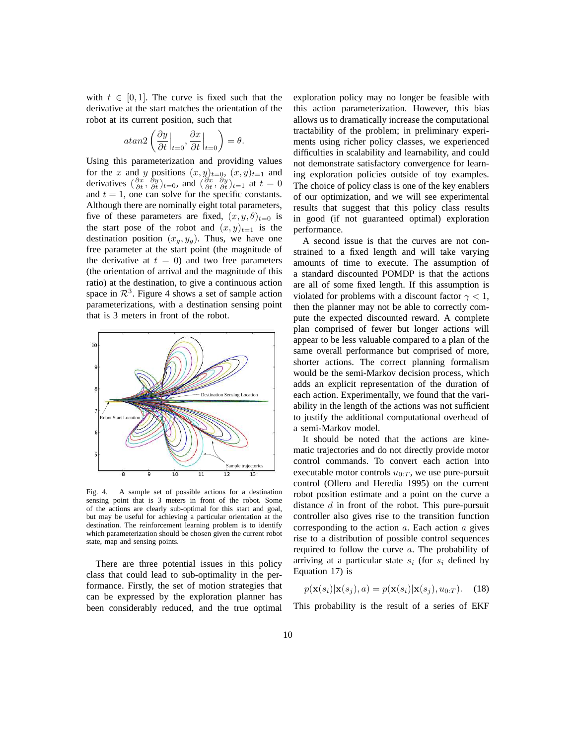with $t \in [0, 1]$. The curve is fixed such that the derivative at the start matches the orientation of the robot at its current position, such that

$$atan2\left(\frac{\partial y}{\partial t}\Big|_{t=0}, \frac{\partial x}{\partial t}\Big|_{t=0}\right) = \theta.$$

Using this parameterization and providing values for the $x$ and $y$ positions $(x, y)_{t=0}$, $(x, y)_{t=1}$ and derivatives $(\frac{\partial x}{\partial t}, \frac{\partial y}{\partial t})_{t=0}$, and $(\frac{\partial x}{\partial t}, \frac{\partial y}{\partial t})_{t=1}$ at $t = 0$ and $t = 1$, one can solve for the specific constants. Although there are nominally eight total parameters, five of these parameters are fixed, $(x, y, \theta)_{t=0}$ is the start pose of the robot and $(x, y)_{t=1}$ is the destination position $(x_g, y_g)$. Thus, we have one free parameter at the start point (the magnitude of the derivative at $t = 0$) and two free parameters (the orientation of arrival and the magnitude of this ratio) at the destination, to give a continuous action space in $\mathcal{R}^3$. Figure 4 shows a set of sample action parameterizations, with a destination sensing point that is 3 meters in front of the robot.

Fig. 4. A sample set of possible actions for a destination sensing point that is 3 meters in front of the robot. Some of the actions are clearly sub-optimal for this start and goal, but may be useful for achieving a particular orientation at the destination. The reinforcement learning problem is to identify which parameterization should be chosen given the current robot state, map and sensing points.

There are three potential issues in this policy class that could lead to sub-optimality in the performance. Firstly, the set of motion strategies that can be expressed by the exploration planner has been considerably reduced, and the true optimal exploration policy may no longer be feasible with this action parameterization. However, this bias allows us to dramatically increase the computational tractability of the problem; in preliminary experiments using richer policy classes, we experienced difficulties in scalability and learnability, and could not demonstrate satisfactory convergence for learning exploration policies outside of toy examples. The choice of policy class is one of the key enablers of our optimization, and we will see experimental results that suggest that this policy class results in good (if not guaranteed optimal) exploration performance.

A second issue is that the curves are not constrained to a fixed length and will take varying amounts of time to execute. The assumption of a standard discounted POMDP is that the actions are all of some fixed length. If this assumption is violated for problems with a discount factor $\gamma < 1$, then the planner may not be able to correctly compute the expected discounted reward. A complete plan comprised of fewer but longer actions will appear to be less valuable compared to a plan of the same overall performance but comprised of more, shorter actions. The correct planning formalism would be the semi-Markov decision process, which adds an explicit representation of the duration of each action. Experimentally, we found that the variability in the length of the actions was not sufficient to justify the additional computational overhead of a semi-Markov model.

It should be noted that the actions are kinematic trajectories and do not directly provide motor control commands. To convert each action into executable motor controls $u_{0:T}$, we use pure-pursuit control (Ollero and Heredia 1995) on the current robot position estimate and a point on the curve a distance $d$ in front of the robot. This pure-pursuit controller also gives rise to the transition function corresponding to the action $a$. Each action $a$ gives rise to a distribution of possible control sequences required to follow the curve $a$. The probability of arriving at a particular state $s_i$ (for $s_i$ defined by Equation 17) is

$$p(\mathbf{x}(s_i)|\mathbf{x}(s_j), a) = p(\mathbf{x}(s_i)|\mathbf{x}(s_j), u_{0:T}). \quad (18)$$

This probability is the result of a series of EKF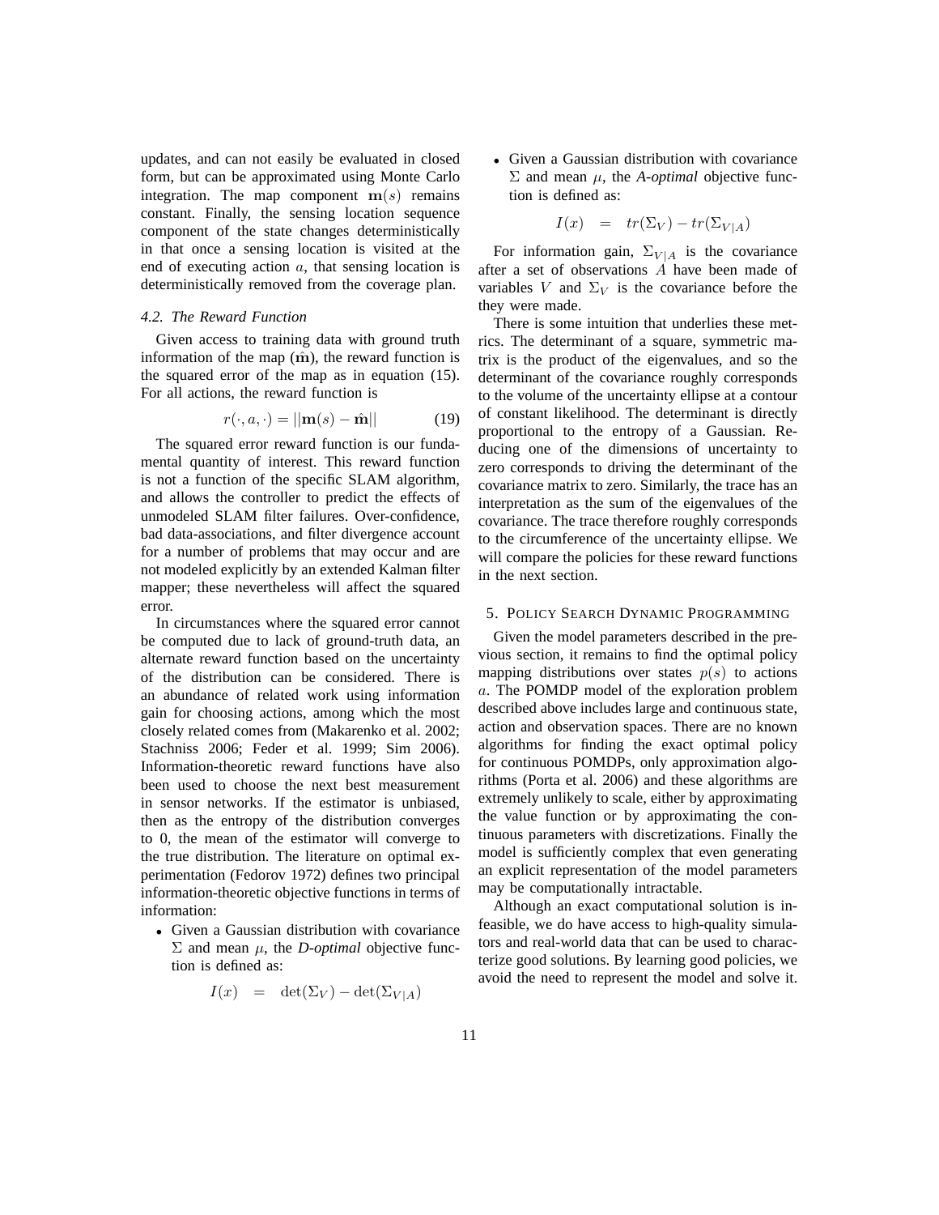updates, and can not easily be evaluated in closed form, but can be approximated using Monte Carlo integration. The map component $\mathbf{m}(s)$ remains constant. Finally, the sensing location sequence component of the state changes deterministically in that once a sensing location is visited at the end of executing action $a$, that sensing location is deterministically removed from the coverage plan.

### *4.2. The Reward Function*

Given access to training data with ground truth information of the map ($\hat{\mathbf{m}}$), the reward function is the squared error of the map as in equation (15). For all actions, the reward function is

$$r(\cdot, a, \cdot) = ||\mathbf{m}(s) - \hat{\mathbf{m}}|| \tag{19}$$

The squared error reward function is our fundamental quantity of interest. This reward function is not a function of the specific SLAM algorithm, and allows the controller to predict the effects of unmodeled SLAM filter failures. Over-confidence, bad data-associations, and filter divergence account for a number of problems that may occur and are not modeled explicitly by an extended Kalman filter mapper; these nevertheless will affect the squared error.

In circumstances where the squared error cannot be computed due to lack of ground-truth data, an alternate reward function based on the uncertainty of the distribution can be considered. There is an abundance of related work using information gain for choosing actions, among which the most closely related comes from (Makarenko et al. 2002; Stachniss 2006; Feder et al. 1999; Sim 2006). Information-theoretic reward functions have also been used to choose the next best measurement in sensor networks. If the estimator is unbiased, then as the entropy of the distribution converges to 0, the mean of the estimator will converge to the true distribution. The literature on optimal experimentation (Fedorov 1972) defines two principal information-theoretic objective functions in terms of information:

- Given a Gaussian distribution with covariance $\Sigma$ and mean $\mu$, the *D-optimal* objective function is defined as:

$$I(x) \quad = \quad \det(\Sigma_V) - \det(\Sigma_{V|A})$$

- Given a Gaussian distribution with covariance $\Sigma$ and mean $\mu$, the *A-optimal* objective function is defined as:

$$I(x) \quad = \quad tr(\Sigma_V) - tr(\Sigma_{V|A})$$

For information gain, $\Sigma_{V|A}$ is the covariance after a set of observations $A$ have been made of variables $V$ and $\Sigma_V$ is the covariance before the they were made.

There is some intuition that underlies these metrics. The determinant of a square, symmetric matrix is the product of the eigenvalues, and so the determinant of the covariance roughly corresponds to the volume of the uncertainty ellipse at a contour of constant likelihood. The determinant is directly proportional to the entropy of a Gaussian. Reducing one of the dimensions of uncertainty to zero corresponds to driving the determinant of the covariance matrix to zero. Similarly, the trace has an interpretation as the sum of the eigenvalues of the covariance. The trace therefore roughly corresponds to the circumference of the uncertainty ellipse. We will compare the policies for these reward functions in the next section.

## 5. Policy Search Dynamic Programming

Given the model parameters described in the previous section, it remains to find the optimal policy mapping distributions over states $p(s)$ to actions $a$. The POMDP model of the exploration problem described above includes large and continuous state, action and observation spaces. There are no known algorithms for finding the exact optimal policy for continuous POMDPs, only approximation algorithms (Porta et al. 2006) and these algorithms are extremely unlikely to scale, either by approximating the value function or by approximating the continuous parameters with discretizations. Finally the model is sufficiently complex that even generating an explicit representation of the model parameters may be computationally intractable.

Although an exact computational solution is infeasible, we do have access to high-quality simulators and real-world data that can be used to characterize good solutions. By learning good policies, we avoid the need to represent the model and solve it.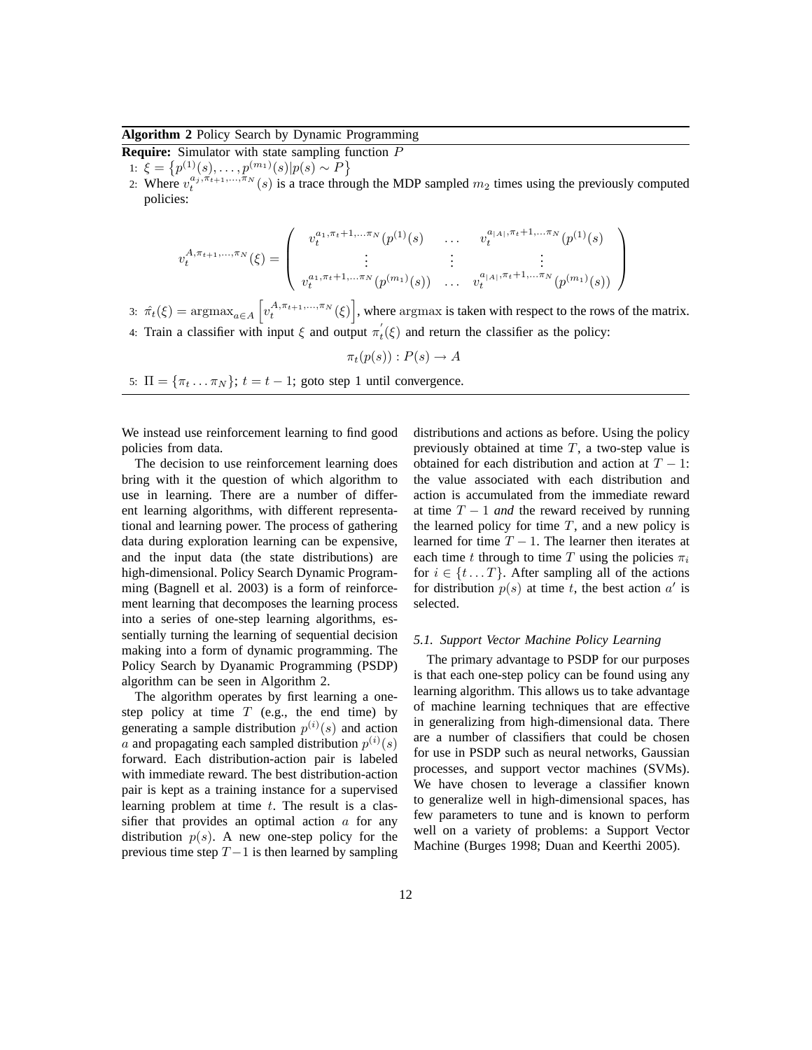**Algorithm 2** Policy Search by Dynamic Programming

**Require:** Simulator with state sampling function $P$

1: $\xi = \left\{p^{(1)}(s), \ldots, p^{(m_1)}(s) | p(s) \sim P\right\}$

2: Where $v_t^{a_j, \pi_{t+1}, \ldots, \pi_N}(s)$ is a trace through the MDP sampled $m_2$ times using the previously computed policies:

$$v_t^{A, \pi_{t+1}, \ldots, \pi_N}(\xi) = \begin{pmatrix} v_t^{a_1, \pi_t+1, \ldots \pi_N}(p^{(1)}(s) & \ldots & v_t^{a_{|A|}, \pi_t+1, \ldots \pi_N}(p^{(1)}(s) \\ \vdots & \vdots & \vdots \\ v_t^{a_1, \pi_t+1, \ldots \pi_N}(p^{(m_1)}(s)) & \ldots & v_t^{a_{|A|}, \pi_t+1, \ldots \pi_N}(p^{(m_1)}(s)) \end{pmatrix}$$

3: $\hat{\pi}_t(\xi) = \mathrm{argmax}_{a \in A}\left[v_t^{A, \pi_{t+1}, \ldots, \pi_N}(\xi)\right]$, where $\mathrm{argmax}$ is taken with respect to the rows of the matrix.

4: Train a classifier with input $\xi$ and output $\pi_t^{'}(\xi)$ and return the classifier as the policy:

$$\pi_t(p(s)) : P(s) \rightarrow A$$

5: $\Pi = \{\pi_t \ldots \pi_N\}$; $t = t - 1$; goto step 1 until convergence.

We instead use reinforcement learning to find good policies from data.

The decision to use reinforcement learning does bring with it the question of which algorithm to use in learning. There are a number of different learning algorithms, with different representational and learning power. The process of gathering data during exploration learning can be expensive, and the input data (the state distributions) are high-dimensional. Policy Search Dynamic Programming (Bagnell et al. 2003) is a form of reinforcement learning that decomposes the learning process into a series of one-step learning algorithms, essentially turning the learning of sequential decision making into a form of dynamic programming. The Policy Search by Dyanamic Programming (PSDP) algorithm can be seen in Algorithm 2.

The algorithm operates by first learning a one-step policy at time $T$ (e.g., the end time) by generating a sample distribution $p^{(i)}(s)$ and action $a$ and propagating each sampled distribution $p^{(i)}(s)$ forward. Each distribution-action pair is labeled with immediate reward. The best distribution-action pair is kept as a training instance for a supervised learning problem at time $t$. The result is a classifier that provides an optimal action $a$ for any distribution $p(s)$. A new one-step policy for the previous time step $T-1$ is then learned by sampling distributions and actions as before. Using the policy previously obtained at time $T$, a two-step value is obtained for each distribution and action at $T-1$: the value associated with each distribution and action is accumulated from the immediate reward at time $T-1$ *and* the reward received by running the learned policy for time $T$, and a new policy is learned for time $T-1$. The learner then iterates at each time $t$ through to time $T$ using the policies $\pi_i$ for $i \in \{t \ldots T\}$. After sampling all of the actions for distribution $p(s)$ at time $t$, the best action $a'$ is selected.

### *5.1. Support Vector Machine Policy Learning*

The primary advantage to PSDP for our purposes is that each one-step policy can be found using any learning algorithm. This allows us to take advantage of machine learning techniques that are effective in generalizing from high-dimensional data. There are a number of classifiers that could be chosen for use in PSDP such as neural networks, Gaussian processes, and support vector machines (SVMs). We have chosen to leverage a classifier known to generalize well in high-dimensional spaces, has few parameters to tune and is known to perform well on a variety of problems: a Support Vector Machine (Burges 1998; Duan and Keerthi 2005).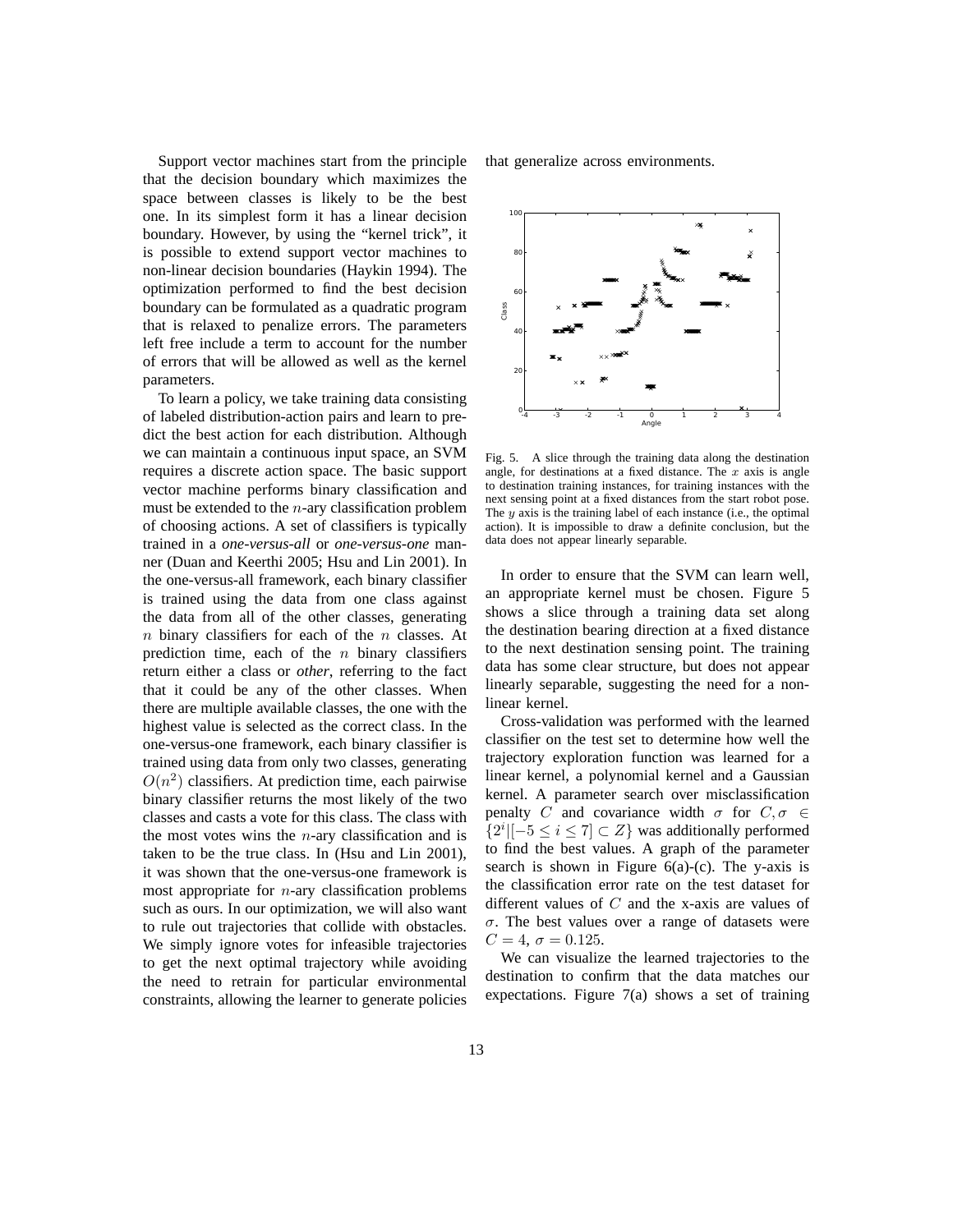Support vector machines start from the principle that the decision boundary which maximizes the space between classes is likely to be the best one. In its simplest form it has a linear decision boundary. However, by using the "kernel trick", it is possible to extend support vector machines to non-linear decision boundaries (Haykin 1994). The optimization performed to find the best decision boundary can be formulated as a quadratic program that is relaxed to penalize errors. The parameters left free include a term to account for the number of errors that will be allowed as well as the kernel parameters.

To learn a policy, we take training data consisting of labeled distribution-action pairs and learn to predict the best action for each distribution. Although we can maintain a continuous input space, an SVM requires a discrete action space. The basic support vector machine performs binary classification and must be extended to the $n$-ary classification problem of choosing actions. A set of classifiers is typically trained in a *one-versus-all* or *one-versus-one* manner (Duan and Keerthi 2005; Hsu and Lin 2001). In the one-versus-all framework, each binary classifier is trained using the data from one class against the data from all of the other classes, generating $n$ binary classifiers for each of the $n$ classes. At prediction time, each of the $n$ binary classifiers return either a class or *other*, referring to the fact that it could be any of the other classes. When there are multiple available classes, the one with the highest value is selected as the correct class. In the one-versus-one framework, each binary classifier is trained using data from only two classes, generating $O(n^2)$ classifiers. At prediction time, each pairwise binary classifier returns the most likely of the two classes and casts a vote for this class. The class with the most votes wins the $n$-ary classification and is taken to be the true class. In (Hsu and Lin 2001), it was shown that the one-versus-one framework is most appropriate for $n$-ary classification problems such as ours. In our optimization, we will also want to rule out trajectories that collide with obstacles. We simply ignore votes for infeasible trajectories to get the next optimal trajectory while avoiding the need to retrain for particular environmental constraints, allowing the learner to generate policies that generalize across environments.

Fig. 5. A slice through the training data along the destination angle, for destinations at a fixed distance. The $x$ axis is angle to destination training instances, for training instances with the next sensing point at a fixed distances from the start robot pose. The $y$ axis is the training label of each instance (i.e., the optimal action). It is impossible to draw a definite conclusion, but the data does not appear linearly separable.

In order to ensure that the SVM can learn well, an appropriate kernel must be chosen. Figure 5 shows a slice through a training data set along the destination bearing direction at a fixed distance to the next destination sensing point. The training data has some clear structure, but does not appear linearly separable, suggesting the need for a non-linear kernel.

Cross-validation was performed with the learned classifier on the test set to determine how well the trajectory exploration function was learned for a linear kernel, a polynomial kernel and a Gaussian kernel. A parameter search over misclassification penalty $C$ and covariance width $\sigma$ for $C, \sigma \in \{2^i | [-5 \leq i \leq 7] \subset Z\}$ was additionally performed to find the best values. A graph of the parameter search is shown in Figure 6(a)-(c). The y-axis is the classification error rate on the test dataset for different values of $C$ and the x-axis are values of $\sigma$. The best values over a range of datasets were $C = 4$, $\sigma = 0.125$.

We can visualize the learned trajectories to the destination to confirm that the data matches our expectations. Figure 7(a) shows a set of training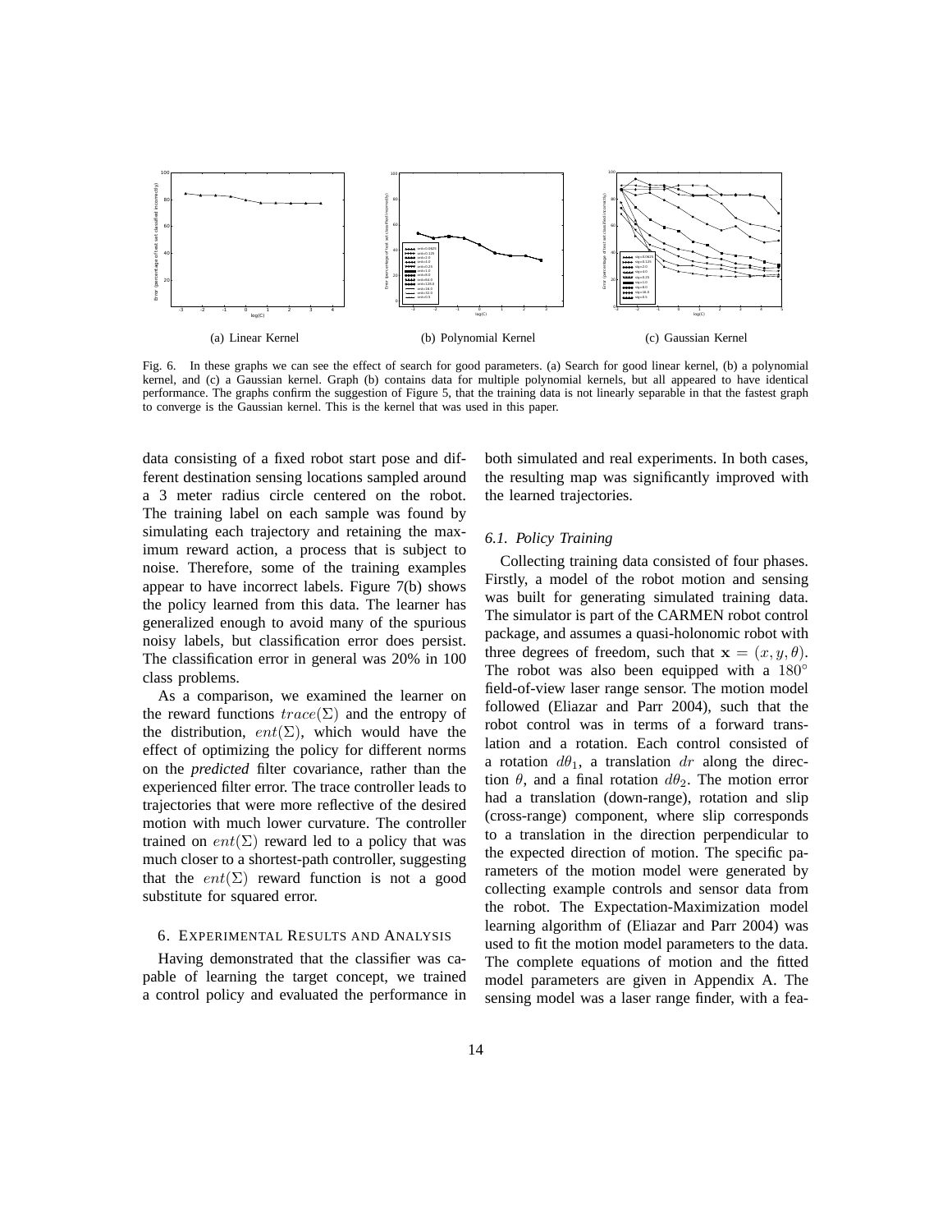(a) Linear Kernel

(b) Polynomial Kernel

(c) Gaussian Kernel

Fig. 6. In these graphs we can see the effect of search for good parameters. (a) Search for good linear kernel, (b) a polynomial kernel, and (c) a Gaussian kernel. Graph (b) contains data for multiple polynomial kernels, but all appeared to have identical performance. The graphs confirm the suggestion of Figure 5, that the training data is not linearly separable in that the fastest graph to converge is the Gaussian kernel. This is the kernel that was used in this paper.

data consisting of a fixed robot start pose and different destination sensing locations sampled around a 3 meter radius circle centered on the robot. The training label on each sample was found by simulating each trajectory and retaining the maximum reward action, a process that is subject to noise. Therefore, some of the training examples appear to have incorrect labels. Figure 7(b) shows the policy learned from this data. The learner has generalized enough to avoid many of the spurious noisy labels, but classification error does persist. The classification error in general was 20% in 100 class problems.

As a comparison, we examined the learner on the reward functions $trace(\Sigma)$ and the entropy of the distribution, $ent(\Sigma)$, which would have the effect of optimizing the policy for different norms on the *predicted* filter covariance, rather than the experienced filter error. The trace controller leads to trajectories that were more reflective of the desired motion with much lower curvature. The controller trained on $ent(\Sigma)$ reward led to a policy that was much closer to a shortest-path controller, suggesting that the $ent(\Sigma)$ reward function is not a good substitute for squared error.

## 6. Experimental Results and Analysis

Having demonstrated that the classifier was capable of learning the target concept, we trained a control policy and evaluated the performance in both simulated and real experiments. In both cases, the resulting map was significantly improved with the learned trajectories.

### 6.1. Policy Training

Collecting training data consisted of four phases. Firstly, a model of the robot motion and sensing was built for generating simulated training data. The simulator is part of the CARMEN robot control package, and assumes a quasi-holonomic robot with three degrees of freedom, such that $\mathbf{x} = (x, y, \theta)$. The robot was also been equipped with a $180^\circ$ field-of-view laser range sensor. The motion model followed (Eliazar and Parr 2004), such that the robot control was in terms of a forward translation and a rotation. Each control consisted of a rotation $d\theta_1$, a translation $dr$ along the direction $\theta$, and a final rotation $d\theta_2$. The motion error had a translation (down-range), rotation and slip (cross-range) component, where slip corresponds to a translation in the direction perpendicular to the expected direction of motion. The specific parameters of the motion model were generated by collecting example controls and sensor data from the robot. The Expectation-Maximization model learning algorithm of (Eliazar and Parr 2004) was used to fit the motion model parameters to the data. The complete equations of motion and the fitted model parameters are given in Appendix A. The sensing model was a laser range finder, with a fea-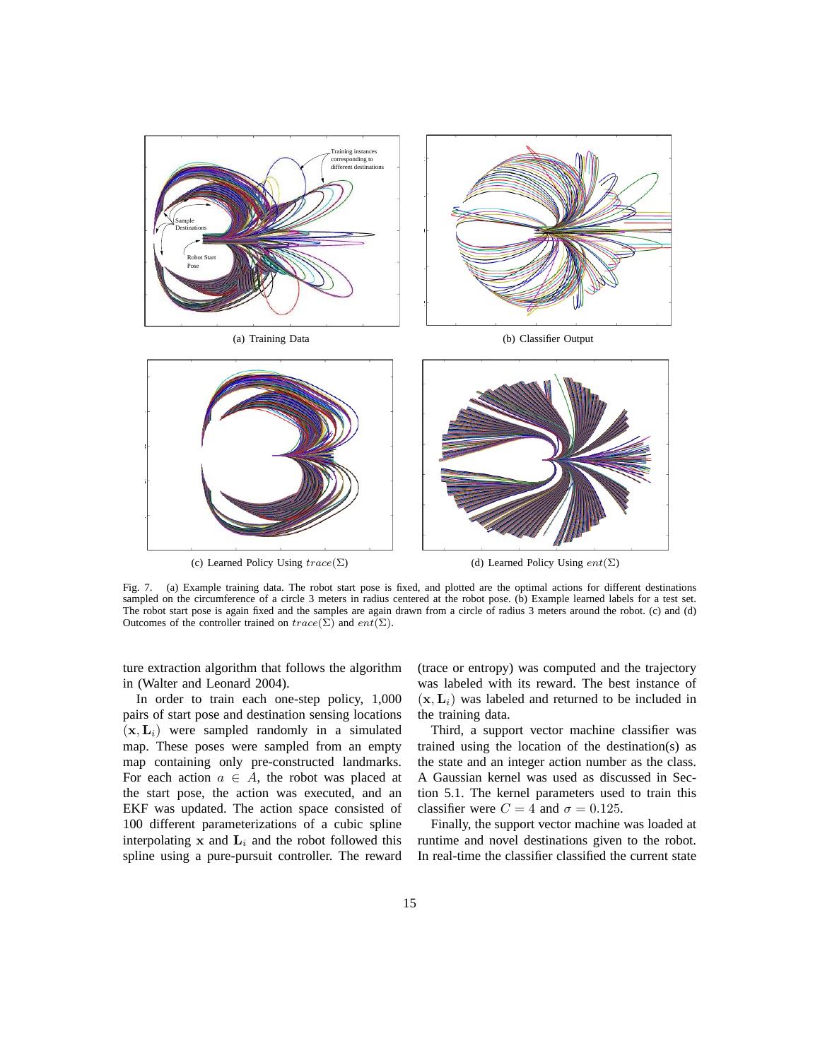(a) Training Data

(b) Classifier Output

(c) Learned Policy Using $trace(\Sigma)$

(d) Learned Policy Using $ent(\Sigma)$

Fig. 7. (a) Example training data. The robot start pose is fixed, and plotted are the optimal actions for different destinations sampled on the circumference of a circle 3 meters in radius centered at the robot pose. (b) Example learned labels for a test set. The robot start pose is again fixed and the samples are again drawn from a circle of radius 3 meters around the robot. (c) and (d) Outcomes of the controller trained on $trace(\Sigma)$ and $ent(\Sigma)$.

ture extraction algorithm that follows the algorithm in (Walter and Leonard 2004).

In order to train each one-step policy, 1,000 pairs of start pose and destination sensing locations $(\mathbf{x}, \mathbf{L}_i)$ were sampled randomly in a simulated map. These poses were sampled from an empty map containing only pre-constructed landmarks. For each action $a \in A$, the robot was placed at the start pose, the action was executed, and an EKF was updated. The action space consisted of 100 different parameterizations of a cubic spline interpolating $\mathbf{x}$ and $\mathbf{L}_i$ and the robot followed this spline using a pure-pursuit controller. The reward (trace or entropy) was computed and the trajectory was labeled with its reward. The best instance of $(\mathbf{x}, \mathbf{L}_i)$ was labeled and returned to be included in the training data.

Third, a support vector machine classifier was trained using the location of the destination(s) as the state and an integer action number as the class. A Gaussian kernel was used as discussed in Section 5.1. The kernel parameters used to train this classifier were $C = 4$ and $\sigma = 0.125$.

Finally, the support vector machine was loaded at runtime and novel destinations given to the robot. In real-time the classifier classified the current state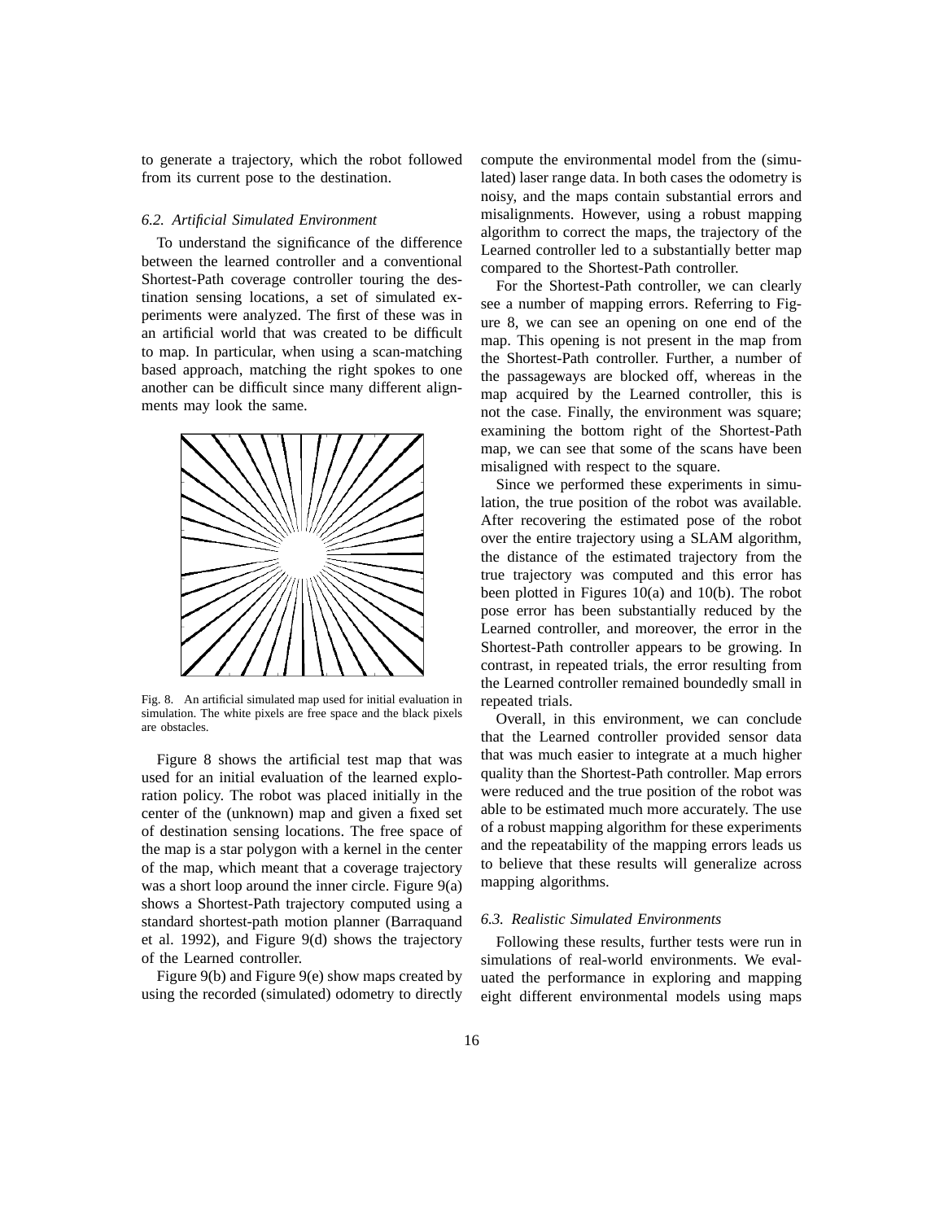to generate a trajectory, which the robot followed from its current pose to the destination.

### *6.2. Artificial Simulated Environment*

To understand the significance of the difference between the learned controller and a conventional Shortest-Path coverage controller touring the destination sensing locations, a set of simulated experiments were analyzed. The first of these was in an artificial world that was created to be difficult to map. In particular, when using a scan-matching based approach, matching the right spokes to one another can be difficult since many different alignments may look the same.

Fig. 8. An artificial simulated map used for initial evaluation in simulation. The white pixels are free space and the black pixels are obstacles.

Figure 8 shows the artificial test map that was used for an initial evaluation of the learned exploration policy. The robot was placed initially in the center of the (unknown) map and given a fixed set of destination sensing locations. The free space of the map is a star polygon with a kernel in the center of the map, which meant that a coverage trajectory was a short loop around the inner circle. Figure 9(a) shows a Shortest-Path trajectory computed using a standard shortest-path motion planner (Barraquand et al. 1992), and Figure 9(d) shows the trajectory of the Learned controller.

Figure 9(b) and Figure 9(e) show maps created by using the recorded (simulated) odometry to directly compute the environmental model from the (simulated) laser range data. In both cases the odometry is noisy, and the maps contain substantial errors and misalignments. However, using a robust mapping algorithm to correct the maps, the trajectory of the Learned controller led to a substantially better map compared to the Shortest-Path controller.

For the Shortest-Path controller, we can clearly see a number of mapping errors. Referring to Figure 8, we can see an opening on one end of the map. This opening is not present in the map from the Shortest-Path controller. Further, a number of the passageways are blocked off, whereas in the map acquired by the Learned controller, this is not the case. Finally, the environment was square; examining the bottom right of the Shortest-Path map, we can see that some of the scans have been misaligned with respect to the square.

Since we performed these experiments in simulation, the true position of the robot was available. After recovering the estimated pose of the robot over the entire trajectory using a SLAM algorithm, the distance of the estimated trajectory from the true trajectory was computed and this error has been plotted in Figures 10(a) and 10(b). The robot pose error has been substantially reduced by the Learned controller, and moreover, the error in the Shortest-Path controller appears to be growing. In contrast, in repeated trials, the error resulting from the Learned controller remained boundedly small in repeated trials.

Overall, in this environment, we can conclude that the Learned controller provided sensor data that was much easier to integrate at a much higher quality than the Shortest-Path controller. Map errors were reduced and the true position of the robot was able to be estimated much more accurately. The use of a robust mapping algorithm for these experiments and the repeatability of the mapping errors leads us to believe that these results will generalize across mapping algorithms.

### *6.3. Realistic Simulated Environments*

Following these results, further tests were run in simulations of real-world environments. We evaluated the performance in exploring and mapping eight different environmental models using maps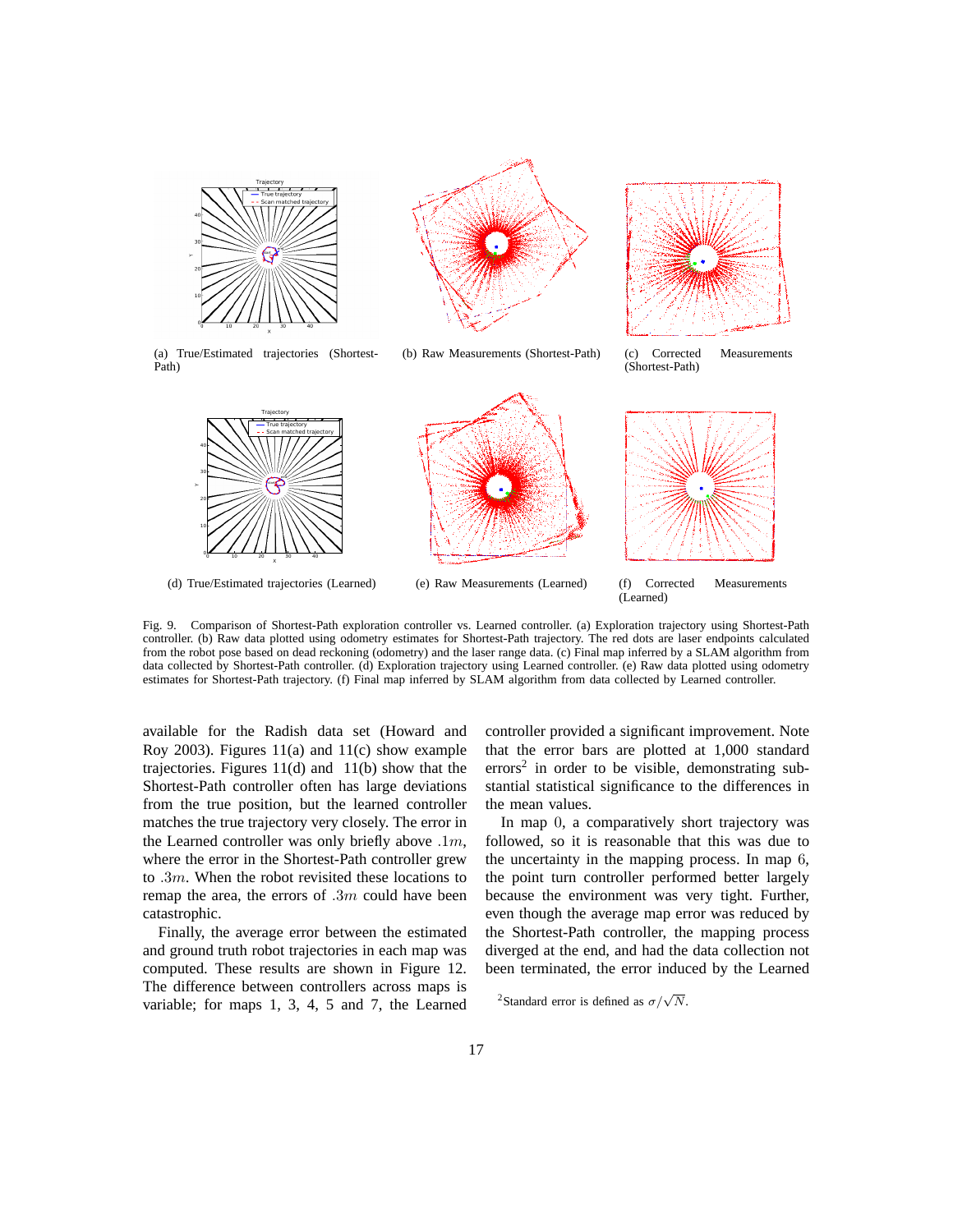(a) True/Estimated trajectories (Shortest-Path)

(b) Raw Measurements (Shortest-Path)

(c) Corrected Measurements (Shortest-Path)

(d) True/Estimated trajectories (Learned)

(e) Raw Measurements (Learned)

(f) Corrected Measurements (Learned)

Fig. 9. Comparison of Shortest-Path exploration controller vs. Learned controller. (a) Exploration trajectory using Shortest-Path controller. (b) Raw data plotted using odometry estimates for Shortest-Path trajectory. The red dots are laser endpoints calculated from the robot pose based on dead reckoning (odometry) and the laser range data. (c) Final map inferred by a SLAM algorithm from data collected by Shortest-Path controller. (d) Exploration trajectory using Learned controller. (e) Raw data plotted using odometry estimates for Shortest-Path trajectory. (f) Final map inferred by SLAM algorithm from data collected by Learned controller.

available for the Radish data set (Howard and Roy 2003). Figures 11(a) and 11(c) show example trajectories. Figures 11(d) and 11(b) show that the Shortest-Path controller often has large deviations from the true position, but the learned controller matches the true trajectory very closely. The error in the Learned controller was only briefly above $.1m$, where the error in the Shortest-Path controller grew to $.3m$. When the robot revisited these locations to remap the area, the errors of $.3m$ could have been catastrophic.

Finally, the average error between the estimated and ground truth robot trajectories in each map was computed. These results are shown in Figure 12. The difference between controllers across maps is variable; for maps 1, 3, 4, 5 and 7, the Learned controller provided a significant improvement. Note that the error bars are plotted at 1,000 standard errors[2] in order to be visible, demonstrating substantial statistical significance to the differences in the mean values.

In map $0$, a comparatively short trajectory was followed, so it is reasonable that this was due to the uncertainty in the mapping process. In map $6$, the point turn controller performed better largely because the environment was very tight. Further, even though the average map error was reduced by the Shortest-Path controller, the mapping process diverged at the end, and had the data collection not been terminated, the error induced by the Learned

[2] Standard error is defined as $\sigma/\sqrt{N}$.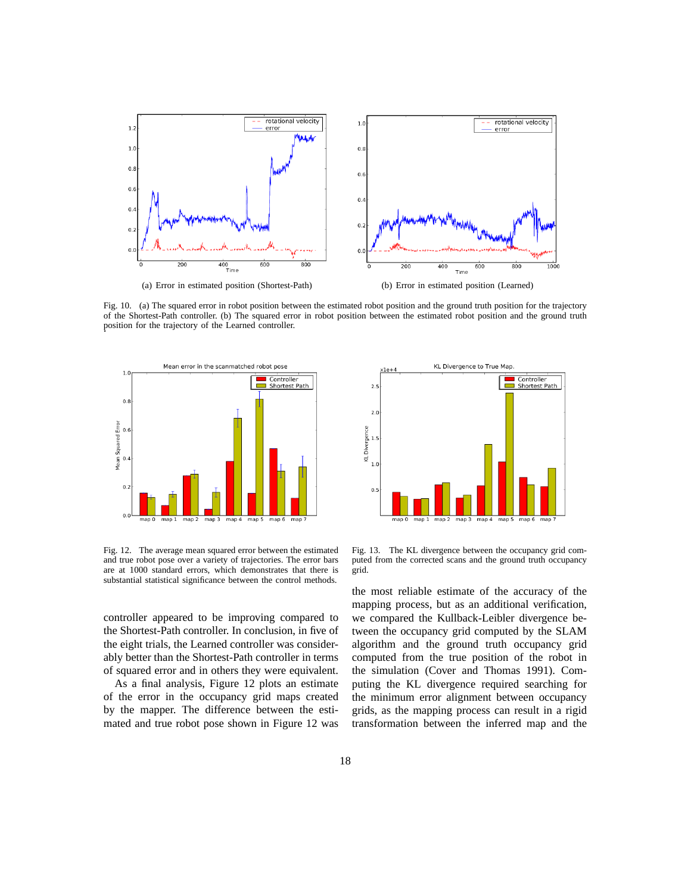(a) Error in estimated position (Shortest-Path)

(b) Error in estimated position (Learned)

Fig. 10. (a) The squared error in robot position between the estimated robot position and the ground truth position for the trajectory of the Shortest-Path controller. (b) The squared error in robot position between the estimated robot position and the ground truth position for the trajectory of the Learned controller.

Fig. 12. The average mean squared error between the estimated and true robot pose over a variety of trajectories. The error bars are at 1000 standard errors, which demonstrates that there is substantial statistical significance between the control methods.

Fig. 13. The KL divergence between the occupancy grid computed from the corrected scans and the ground truth occupancy grid.

controller appeared to be improving compared to the Shortest-Path controller. In conclusion, in five of the eight trials, the Learned controller was considerably better than the Shortest-Path controller in terms of squared error and in others they were equivalent.

As a final analysis, Figure 12 plots an estimate of the error in the occupancy grid maps created by the mapper. The difference between the estimated and true robot pose shown in Figure 12 was the most reliable estimate of the accuracy of the mapping process, but as an additional verification, we compared the Kullback-Leibler divergence between the occupancy grid computed by the SLAM algorithm and the ground truth occupancy grid computed from the true position of the robot in the simulation (Cover and Thomas 1991). Computing the KL divergence required searching for the minimum error alignment between occupancy grids, as the mapping process can result in a rigid transformation between the inferred map and the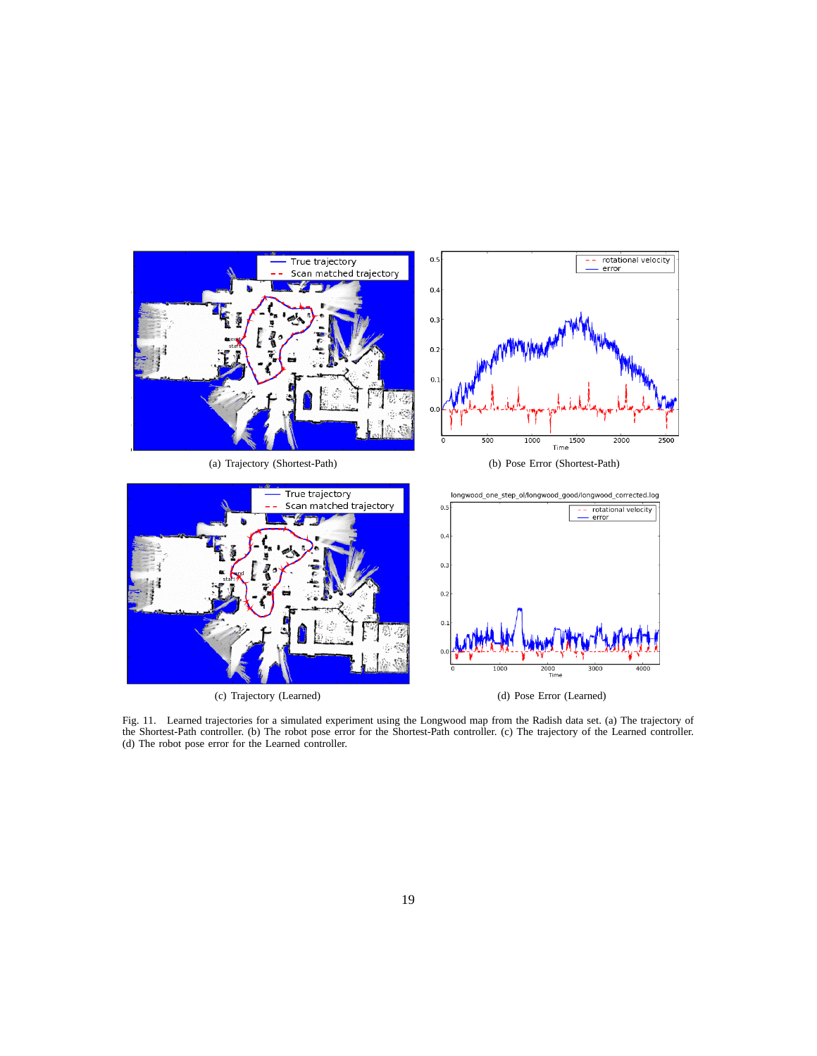(a) Trajectory (Shortest-Path)

(b) Pose Error (Shortest-Path)

(c) Trajectory (Learned)

(d) Pose Error (Learned)

Fig. 11. Learned trajectories for a simulated experiment using the Longwood map from the Radish data set. (a) The trajectory of the Shortest-Path controller. (b) The robot pose error for the Shortest-Path controller. (c) The trajectory of the Learned controller. (d) The robot pose error for the Learned controller.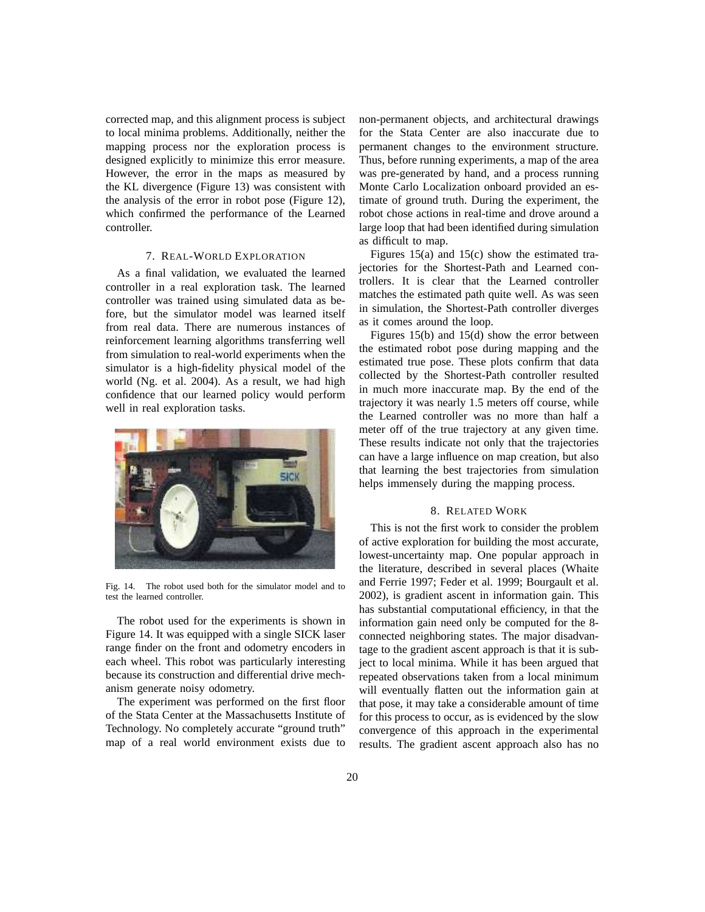corrected map, and this alignment process is subject to local minima problems. Additionally, neither the mapping process nor the exploration process is designed explicitly to minimize this error measure. However, the error in the maps as measured by the KL divergence (Figure 13) was consistent with the analysis of the error in robot pose (Figure 12), which confirmed the performance of the Learned controller.

## 7. Real-World Exploration

As a final validation, we evaluated the learned controller in a real exploration task. The learned controller was trained using simulated data as before, but the simulator model was learned itself from real data. There are numerous instances of reinforcement learning algorithms transferring well from simulation to real-world experiments when the simulator is a high-fidelity physical model of the world (Ng. et al. 2004). As a result, we had high confidence that our learned policy would perform well in real exploration tasks.

Fig. 14. The robot used both for the simulator model and to test the learned controller.

The robot used for the experiments is shown in Figure 14. It was equipped with a single SICK laser range finder on the front and odometry encoders in each wheel. This robot was particularly interesting because its construction and differential drive mechanism generate noisy odometry.

The experiment was performed on the first floor of the Stata Center at the Massachusetts Institute of Technology. No completely accurate "ground truth" map of a real world environment exists due to non-permanent objects, and architectural drawings for the Stata Center are also inaccurate due to permanent changes to the environment structure. Thus, before running experiments, a map of the area was pre-generated by hand, and a process running Monte Carlo Localization onboard provided an estimate of ground truth. During the experiment, the robot chose actions in real-time and drove around a large loop that had been identified during simulation as difficult to map.

Figures 15(a) and 15(c) show the estimated trajectories for the Shortest-Path and Learned controllers. It is clear that the Learned controller matches the estimated path quite well. As was seen in simulation, the Shortest-Path controller diverges as it comes around the loop.

Figures 15(b) and 15(d) show the error between the estimated robot pose during mapping and the estimated true pose. These plots confirm that data collected by the Shortest-Path controller resulted in much more inaccurate map. By the end of the trajectory it was nearly 1.5 meters off course, while the Learned controller was no more than half a meter off of the true trajectory at any given time. These results indicate not only that the trajectories can have a large influence on map creation, but also that learning the best trajectories from simulation helps immensely during the mapping process.

## 8. Related Work

This is not the first work to consider the problem of active exploration for building the most accurate, lowest-uncertainty map. One popular approach in the literature, described in several places (Whaite and Ferrie 1997; Feder et al. 1999; Bourgault et al. 2002), is gradient ascent in information gain. This has substantial computational efficiency, in that the information gain need only be computed for the 8-connected neighboring states. The major disadvantage to the gradient ascent approach is that it is subject to local minima. While it has been argued that repeated observations taken from a local minimum will eventually flatten out the information gain at that pose, it may take a considerable amount of time for this process to occur, as is evidenced by the slow convergence of this approach in the experimental results. The gradient ascent approach also has no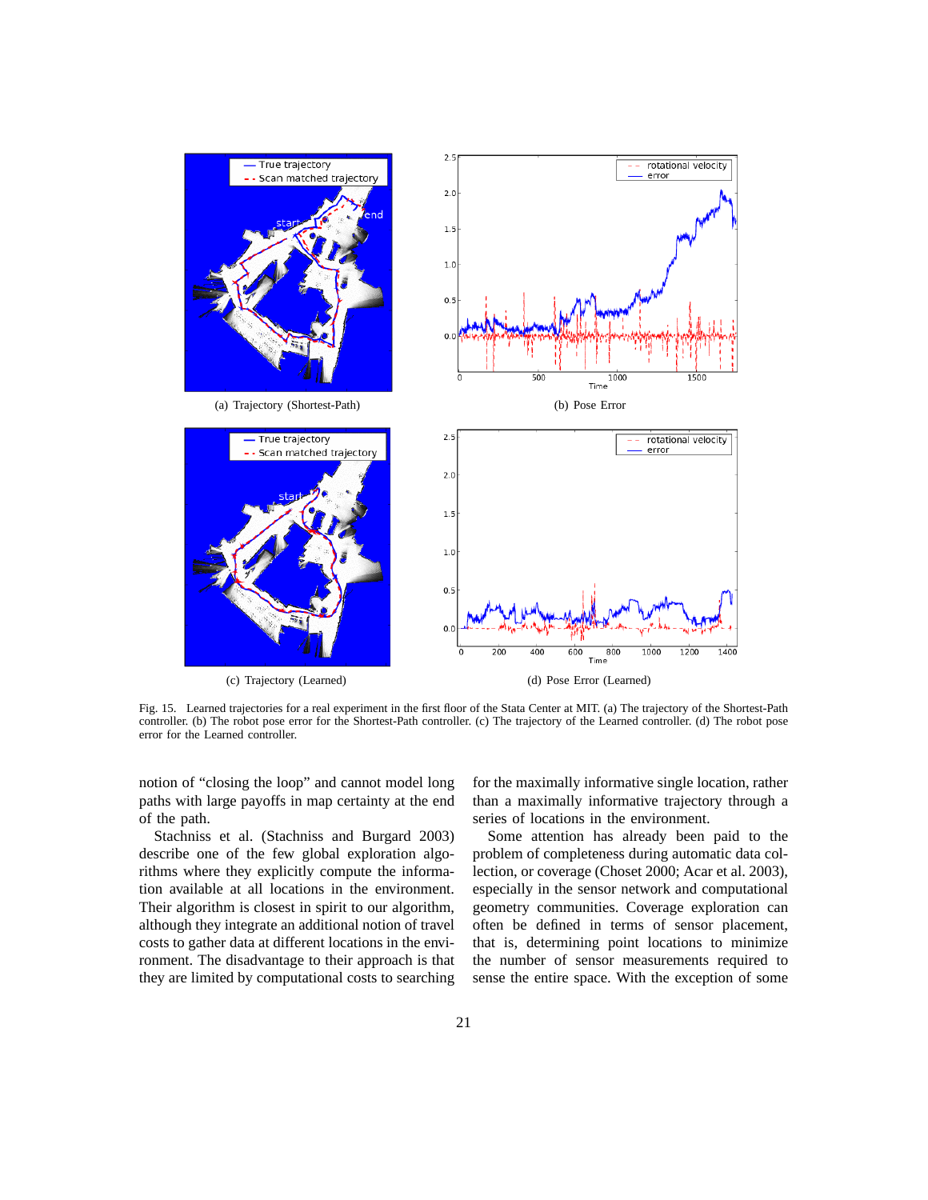(a) Trajectory (Shortest-Path)

(b) Pose Error

(c) Trajectory (Learned)

(d) Pose Error (Learned)

Fig. 15. Learned trajectories for a real experiment in the first floor of the Stata Center at MIT. (a) The trajectory of the Shortest-Path controller. (b) The robot pose error for the Shortest-Path controller. (c) The trajectory of the Learned controller. (d) The robot pose error for the Learned controller.

notion of "closing the loop" and cannot model long paths with large payoffs in map certainty at the end of the path.

Stachniss et al. (Stachniss and Burgard 2003) describe one of the few global exploration algorithms where they explicitly compute the information available at all locations in the environment. Their algorithm is closest in spirit to our algorithm, although they integrate an additional notion of travel costs to gather data at different locations in the environment. The disadvantage to their approach is that they are limited by computational costs to searching for the maximally informative single location, rather than a maximally informative trajectory through a series of locations in the environment.

Some attention has already been paid to the problem of completeness during automatic data collection, or coverage (Choset 2000; Acar et al. 2003), especially in the sensor network and computational geometry communities. Coverage exploration can often be defined in terms of sensor placement, that is, determining point locations to minimize the number of sensor measurements required to sense the entire space. With the exception of some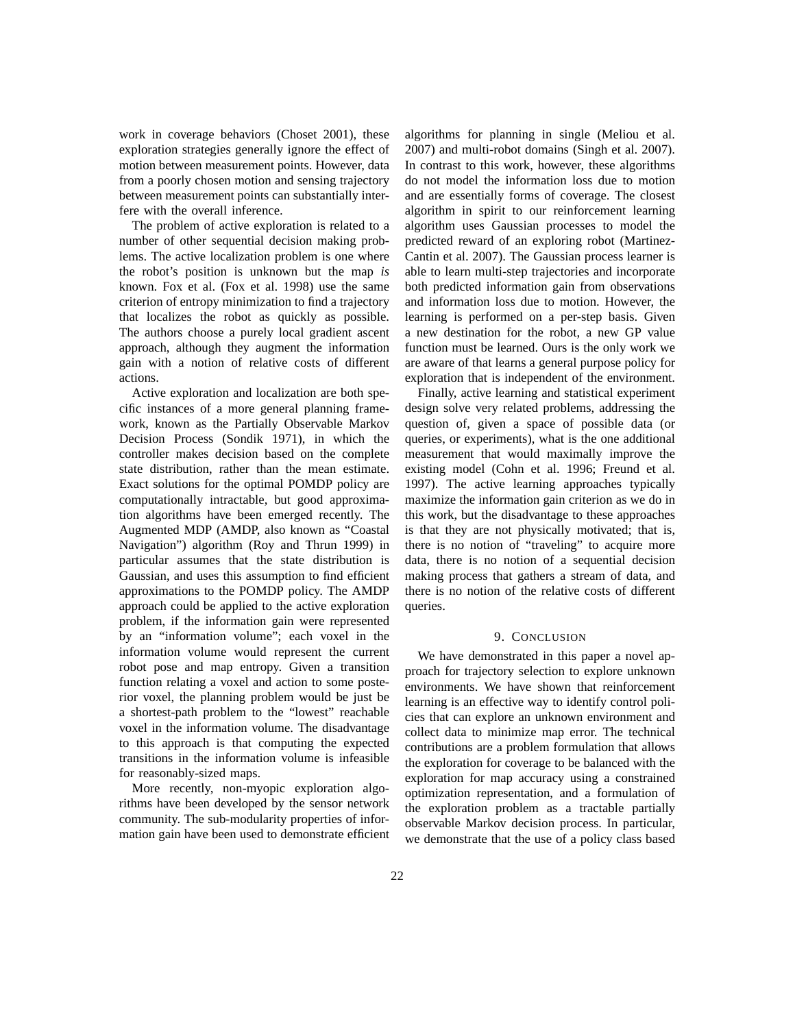work in coverage behaviors (Choset 2001), these exploration strategies generally ignore the effect of motion between measurement points. However, data from a poorly chosen motion and sensing trajectory between measurement points can substantially interfere with the overall inference.

The problem of active exploration is related to a number of other sequential decision making problems. The active localization problem is one where the robot's position is unknown but the map *is* known. Fox et al. (Fox et al. 1998) use the same criterion of entropy minimization to find a trajectory that localizes the robot as quickly as possible. The authors choose a purely local gradient ascent approach, although they augment the information gain with a notion of relative costs of different actions.

Active exploration and localization are both specific instances of a more general planning framework, known as the Partially Observable Markov Decision Process (Sondik 1971), in which the controller makes decision based on the complete state distribution, rather than the mean estimate. Exact solutions for the optimal POMDP policy are computationally intractable, but good approximation algorithms have been emerged recently. The Augmented MDP (AMDP, also known as "Coastal Navigation") algorithm (Roy and Thrun 1999) in particular assumes that the state distribution is Gaussian, and uses this assumption to find efficient approximations to the POMDP policy. The AMDP approach could be applied to the active exploration problem, if the information gain were represented by an "information volume"; each voxel in the information volume would represent the current robot pose and map entropy. Given a transition function relating a voxel and action to some posterior voxel, the planning problem would be just be a shortest-path problem to the "lowest" reachable voxel in the information volume. The disadvantage to this approach is that computing the expected transitions in the information volume is infeasible for reasonably-sized maps.

More recently, non-myopic exploration algorithms have been developed by the sensor network community. The sub-modularity properties of information gain have been used to demonstrate efficient algorithms for planning in single (Meliou et al. 2007) and multi-robot domains (Singh et al. 2007). In contrast to this work, however, these algorithms do not model the information loss due to motion and are essentially forms of coverage. The closest algorithm in spirit to our reinforcement learning algorithm uses Gaussian processes to model the predicted reward of an exploring robot (Martinez-Cantin et al. 2007). The Gaussian process learner is able to learn multi-step trajectories and incorporate both predicted information gain from observations and information loss due to motion. However, the learning is performed on a per-step basis. Given a new destination for the robot, a new GP value function must be learned. Ours is the only work we are aware of that learns a general purpose policy for exploration that is independent of the environment.

Finally, active learning and statistical experiment design solve very related problems, addressing the question of, given a space of possible data (or queries, or experiments), what is the one additional measurement that would maximally improve the existing model (Cohn et al. 1996; Freund et al. 1997). The active learning approaches typically maximize the information gain criterion as we do in this work, but the disadvantage to these approaches is that they are not physically motivated; that is, there is no notion of "traveling" to acquire more data, there is no notion of a sequential decision making process that gathers a stream of data, and there is no notion of the relative costs of different queries.

## 9. Conclusion

We have demonstrated in this paper a novel approach for trajectory selection to explore unknown environments. We have shown that reinforcement learning is an effective way to identify control policies that can explore an unknown environment and collect data to minimize map error. The technical contributions are a problem formulation that allows the exploration for coverage to be balanced with the exploration for map accuracy using a constrained optimization representation, and a formulation of the exploration problem as a tractable partially observable Markov decision process. In particular, we demonstrate that the use of a policy class based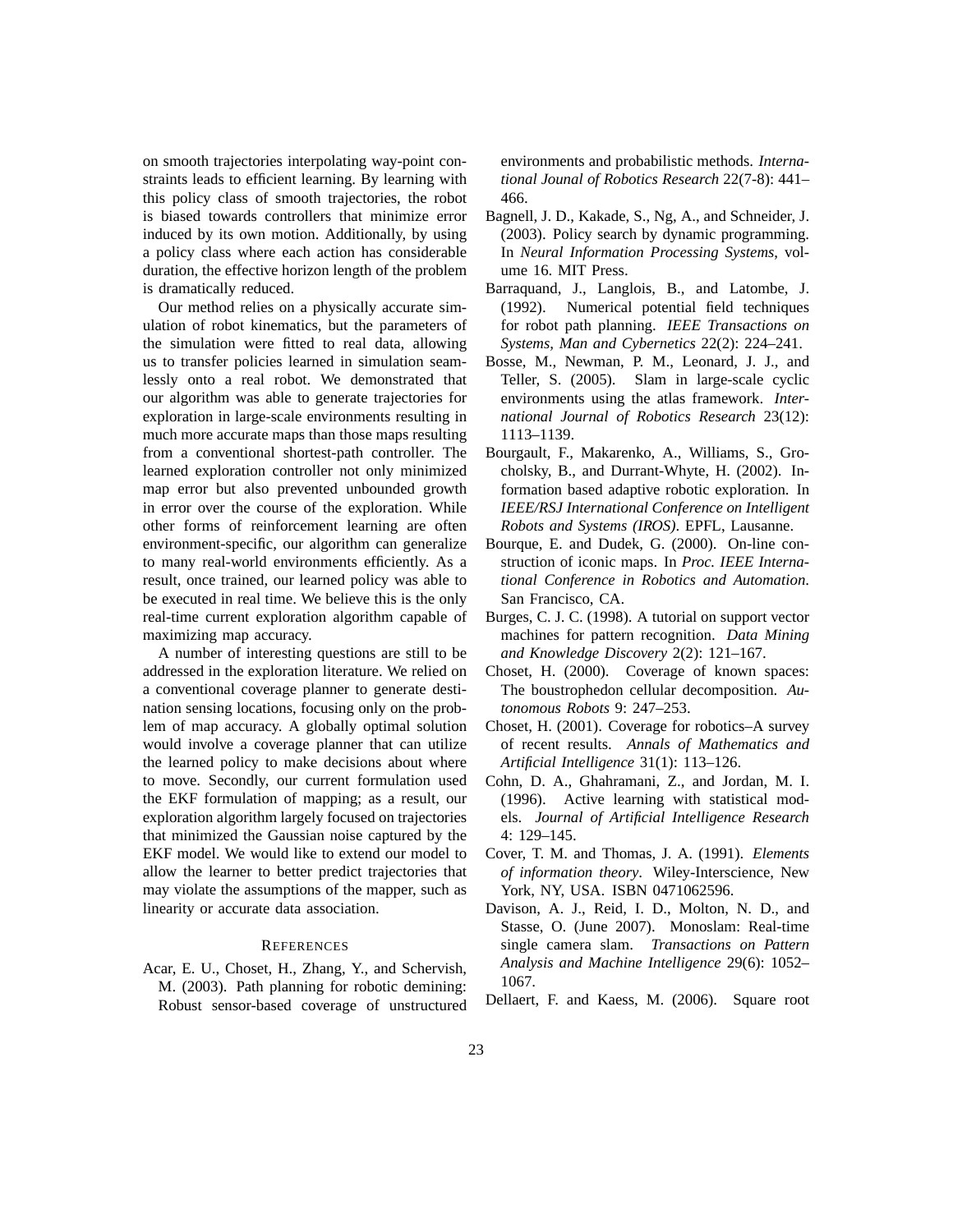on smooth trajectories interpolating way-point constraints leads to efficient learning. By learning with this policy class of smooth trajectories, the robot is biased towards controllers that minimize error induced by its own motion. Additionally, by using a policy class where each action has considerable duration, the effective horizon length of the problem is dramatically reduced.

Our method relies on a physically accurate simulation of robot kinematics, but the parameters of the simulation were fitted to real data, allowing us to transfer policies learned in simulation seamlessly onto a real robot. We demonstrated that our algorithm was able to generate trajectories for exploration in large-scale environments resulting in much more accurate maps than those maps resulting from a conventional shortest-path controller. The learned exploration controller not only minimized map error but also prevented unbounded growth in error over the course of the exploration. While other forms of reinforcement learning are often environment-specific, our algorithm can generalize to many real-world environments efficiently. As a result, once trained, our learned policy was able to be executed in real time. We believe this is the only real-time current exploration algorithm capable of maximizing map accuracy.

A number of interesting questions are still to be addressed in the exploration literature. We relied on a conventional coverage planner to generate destination sensing locations, focusing only on the problem of map accuracy. A globally optimal solution would involve a coverage planner that can utilize the learned policy to make decisions about where to move. Secondly, our current formulation used the EKF formulation of mapping; as a result, our exploration algorithm largely focused on trajectories that minimized the Gaussian noise captured by the EKF model. We would like to extend our model to allow the learner to better predict trajectories that may violate the assumptions of the mapper, such as linearity or accurate data association.

## References

- Acar, E. U., Choset, H., Zhang, Y., and Schervish, M. (2003). Path planning for robotic demining: Robust sensor-based coverage of unstructured environments and probabilistic methods. *International Journal of Robotics Research* 22(7-8): 441–466.
- Bagnell, J. D., Kakade, S., Ng, A., and Schneider, J. (2003). Policy search by dynamic programming. In *Neural Information Processing Systems*, volume 16. MIT Press.
- Barraquand, J., Langlois, B., and Latombe, J. (1992). Numerical potential field techniques for robot path planning. *IEEE Transactions on Systems, Man and Cybernetics* 22(2): 224–241.
- Bosse, M., Newman, P. M., Leonard, J. J., and Teller, S. (2005). Slam in large-scale cyclic environments using the atlas framework. *International Journal of Robotics Research* 23(12): 1113–1139.
- Bourgault, F., Makarenko, A., Williams, S., Grocholsky, B., and Durrant-Whyte, H. (2002). Information based adaptive robotic exploration. In *IEEE/RSJ International Conference on Intelligent Robots and Systems (IROS)*. EPFL, Lausanne.
- Bourque, E. and Dudek, G. (2000). On-line construction of iconic maps. In *Proc. IEEE International Conference in Robotics and Automation*. San Francisco, CA.
- Burges, C. J. C. (1998). A tutorial on support vector machines for pattern recognition. *Data Mining and Knowledge Discovery* 2(2): 121–167.
- Choset, H. (2000). Coverage of known spaces: The boustrophedon cellular decomposition. *Autonomous Robots* 9: 247–253.
- Choset, H. (2001). Coverage for robotics–A survey of recent results. *Annals of Mathematics and Artificial Intelligence* 31(1): 113–126.
- Cohn, D. A., Ghahramani, Z., and Jordan, M. I. (1996). Active learning with statistical models. *Journal of Artificial Intelligence Research* 4: 129–145.
- Cover, T. M. and Thomas, J. A. (1991). *Elements of information theory*. Wiley-Interscience, New York, NY, USA. ISBN 0471062596.
- Davison, A. J., Reid, I. D., Molton, N. D., and Stasse, O. (June 2007). Monoslam: Real-time single camera slam. *Transactions on Pattern Analysis and Machine Intelligence* 29(6): 1052–1067.
- Dellaert, F. and Kaess, M. (2006). Square root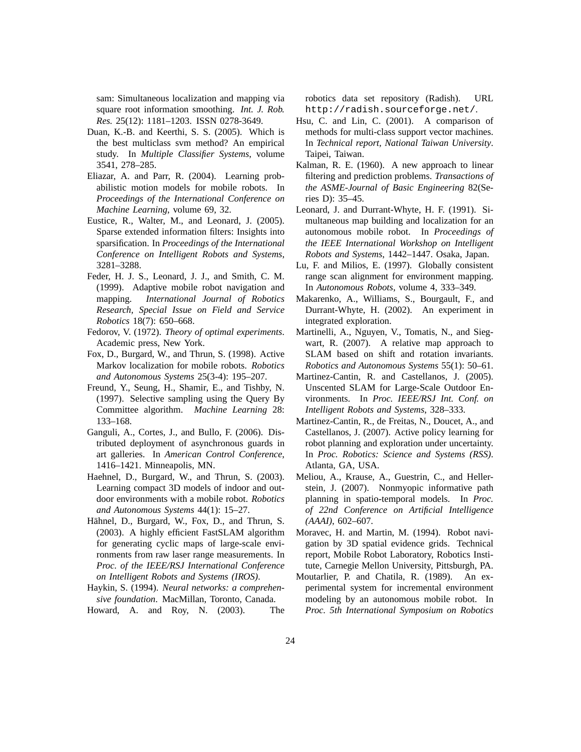sam: Simultaneous localization and mapping via square root information smoothing. *Int. J. Rob. Res.* 25(12): 1181–1203. ISSN 0278-3649.

Duan, K.-B. and Keerthi, S. S. (2005). Which is the best multiclass svm method? An empirical study. In *Multiple Classifier Systems*, volume 3541, 278–285.

Eliazar, A. and Parr, R. (2004). Learning probabilistic motion models for mobile robots. In *Proceedings of the International Conference on Machine Learning*, volume 69, 32.

Eustice, R., Walter, M., and Leonard, J. (2005). Sparse extended information filters: Insights into sparsification. In *Proceedings of the International Conference on Intelligent Robots and Systems*, 3281–3288.

Feder, H. J. S., Leonard, J. J., and Smith, C. M. (1999). Adaptive mobile robot navigation and mapping. *International Journal of Robotics Research, Special Issue on Field and Service Robotics* 18(7): 650–668.

Fedorov, V. (1972). *Theory of optimal experiments*. Academic press, New York.

Fox, D., Burgard, W., and Thrun, S. (1998). Active Markov localization for mobile robots. *Robotics and Autonomous Systems* 25(3-4): 195–207.

Freund, Y., Seung, H., Shamir, E., and Tishby, N. (1997). Selective sampling using the Query By Committee algorithm. *Machine Learning* 28: 133–168.

Ganguli, A., Cortes, J., and Bullo, F. (2006). Distributed deployment of asynchronous guards in art galleries. In *American Control Conference*, 1416–1421. Minneapolis, MN.

Haehnel, D., Burgard, W., and Thrun, S. (2003). Learning compact 3D models of indoor and outdoor environments with a mobile robot. *Robotics and Autonomous Systems* 44(1): 15–27.

Hähnel, D., Burgard, W., Fox, D., and Thrun, S. (2003). A highly efficient FastSLAM algorithm for generating cyclic maps of large-scale environments from raw laser range measurements. In *Proc. of the IEEE/RSJ International Conference on Intelligent Robots and Systems (IROS)*.

Haykin, S. (1994). *Neural networks: a comprehensive foundation*. MacMillan, Toronto, Canada.

Howard, A. and Roy, N. (2003). The robotics data set repository (Radish). URL `http://radish.sourceforge.net/`.

Hsu, C. and Lin, C. (2001). A comparison of methods for multi-class support vector machines. In *Technical report, National Taiwan University*. Taipei, Taiwan.

Kalman, R. E. (1960). A new approach to linear filtering and prediction problems. *Transactions of the ASME-Journal of Basic Engineering* 82(Series D): 35–45.

Leonard, J. and Durrant-Whyte, H. F. (1991). Simultaneous map building and localization for an autonomous mobile robot. In *Proceedings of the IEEE International Workshop on Intelligent Robots and Systems*, 1442–1447. Osaka, Japan.

Lu, F. and Milios, E. (1997). Globally consistent range scan alignment for environment mapping. In *Autonomous Robots*, volume 4, 333–349.

Makarenko, A., Williams, S., Bourgault, F., and Durrant-Whyte, H. (2002). An experiment in integrated exploration.

Martinelli, A., Nguyen, V., Tomatis, N., and Siegwart, R. (2007). A relative map approach to SLAM based on shift and rotation invariants. *Robotics and Autonomous Systems* 55(1): 50–61.

Martinez-Cantin, R. and Castellanos, J. (2005). Unscented SLAM for Large-Scale Outdoor Environments. In *Proc. IEEE/RSJ Int. Conf. on Intelligent Robots and Systems*, 328–333.

Martinez-Cantin, R., de Freitas, N., Doucet, A., and Castellanos, J. (2007). Active policy learning for robot planning and exploration under uncertainty. In *Proc. Robotics: Science and Systems (RSS)*. Atlanta, GA, USA.

Meliou, A., Krause, A., Guestrin, C., and Hellerstein, J. (2007). Nonmyopic informative path planning in spatio-temporal models. In *Proc. of 22nd Conference on Artificial Intelligence (AAAI)*, 602–607.

Moravec, H. and Martin, M. (1994). Robot navigation by 3D spatial evidence grids. Technical report, Mobile Robot Laboratory, Robotics Institute, Carnegie Mellon University, Pittsburgh, PA.

Moutarlier, P. and Chatila, R. (1989). An experimental system for incremental environment modeling by an autonomous mobile robot. In *Proc. 5th International Symposium on Robotics*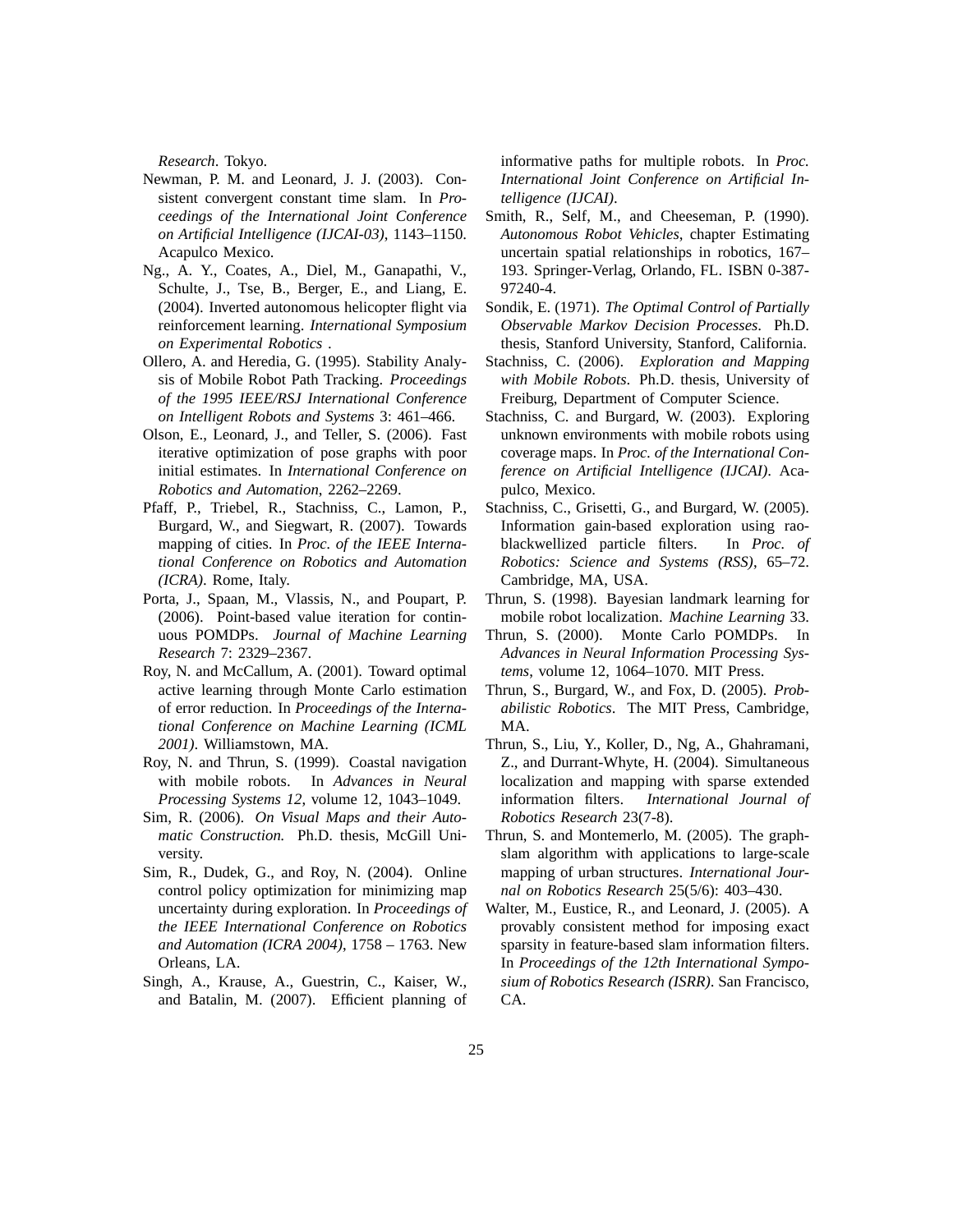*Research*. Tokyo.

Newman, P. M. and Leonard, J. J. (2003). Consistent convergent constant time slam. In *Proceedings of the International Joint Conference on Artificial Intelligence (IJCAI-03)*, 1143–1150. Acapulco Mexico.

Ng., A. Y., Coates, A., Diel, M., Ganapathi, V., Schulte, J., Tse, B., Berger, E., and Liang, E. (2004). Inverted autonomous helicopter flight via reinforcement learning. *International Symposium on Experimental Robotics* .

Ollero, A. and Heredia, G. (1995). Stability Analysis of Mobile Robot Path Tracking. *Proceedings of the 1995 IEEE/RSJ International Conference on Intelligent Robots and Systems* 3: 461–466.

Olson, E., Leonard, J., and Teller, S. (2006). Fast iterative optimization of pose graphs with poor initial estimates. In *International Conference on Robotics and Automation*, 2262–2269.

Pfaff, P., Triebel, R., Stachniss, C., Lamon, P., Burgard, W., and Siegwart, R. (2007). Towards mapping of cities. In *Proc. of the IEEE International Conference on Robotics and Automation (ICRA)*. Rome, Italy.

Porta, J., Spaan, M., Vlassis, N., and Poupart, P. (2006). Point-based value iteration for continuous POMDPs. *Journal of Machine Learning Research* 7: 2329–2367.

Roy, N. and McCallum, A. (2001). Toward optimal active learning through Monte Carlo estimation of error reduction. In *Proceedings of the International Conference on Machine Learning (ICML 2001)*. Williamstown, MA.

Roy, N. and Thrun, S. (1999). Coastal navigation with mobile robots. In *Advances in Neural Processing Systems 12*, volume 12, 1043–1049.

Sim, R. (2006). *On Visual Maps and their Automatic Construction.* Ph.D. thesis, McGill University.

Sim, R., Dudek, G., and Roy, N. (2004). Online control policy optimization for minimizing map uncertainty during exploration. In *Proceedings of the IEEE International Conference on Robotics and Automation (ICRA 2004)*, 1758 – 1763. New Orleans, LA.

Singh, A., Krause, A., Guestrin, C., Kaiser, W., and Batalin, M. (2007). Efficient planning of informative paths for multiple robots. In *Proc. International Joint Conference on Artificial Intelligence (IJCAI)*.

Smith, R., Self, M., and Cheeseman, P. (1990). *Autonomous Robot Vehicles*, chapter Estimating uncertain spatial relationships in robotics, 167–193. Springer-Verlag, Orlando, FL. ISBN 0-387-97240-4.

Sondik, E. (1971). *The Optimal Control of Partially Observable Markov Decision Processes*. Ph.D. thesis, Stanford University, Stanford, California.

Stachniss, C. (2006). *Exploration and Mapping with Mobile Robots*. Ph.D. thesis, University of Freiburg, Department of Computer Science.

Stachniss, C. and Burgard, W. (2003). Exploring unknown environments with mobile robots using coverage maps. In *Proc. of the International Conference on Artificial Intelligence (IJCAI)*. Acapulco, Mexico.

Stachniss, C., Grisetti, G., and Burgard, W. (2005). Information gain-based exploration using rao-blackwellized particle filters. In *Proc. of Robotics: Science and Systems (RSS)*, 65–72. Cambridge, MA, USA.

Thrun, S. (1998). Bayesian landmark learning for mobile robot localization. *Machine Learning* 33.

Thrun, S. (2000). Monte Carlo POMDPs. In *Advances in Neural Information Processing Systems*, volume 12, 1064–1070. MIT Press.

Thrun, S., Burgard, W., and Fox, D. (2005). *Probabilistic Robotics*. The MIT Press, Cambridge, MA.

Thrun, S., Liu, Y., Koller, D., Ng, A., Ghahramani, Z., and Durrant-Whyte, H. (2004). Simultaneous localization and mapping with sparse extended information filters. *International Journal of Robotics Research* 23(7-8).

Thrun, S. and Montemerlo, M. (2005). The graph-slam algorithm with applications to large-scale mapping of urban structures. *International Journal on Robotics Research* 25(5/6): 403–430.

Walter, M., Eustice, R., and Leonard, J. (2005). A provably consistent method for imposing exact sparsity in feature-based slam information filters. In *Proceedings of the 12th International Symposium of Robotics Research (ISRR)*. San Francisco, CA.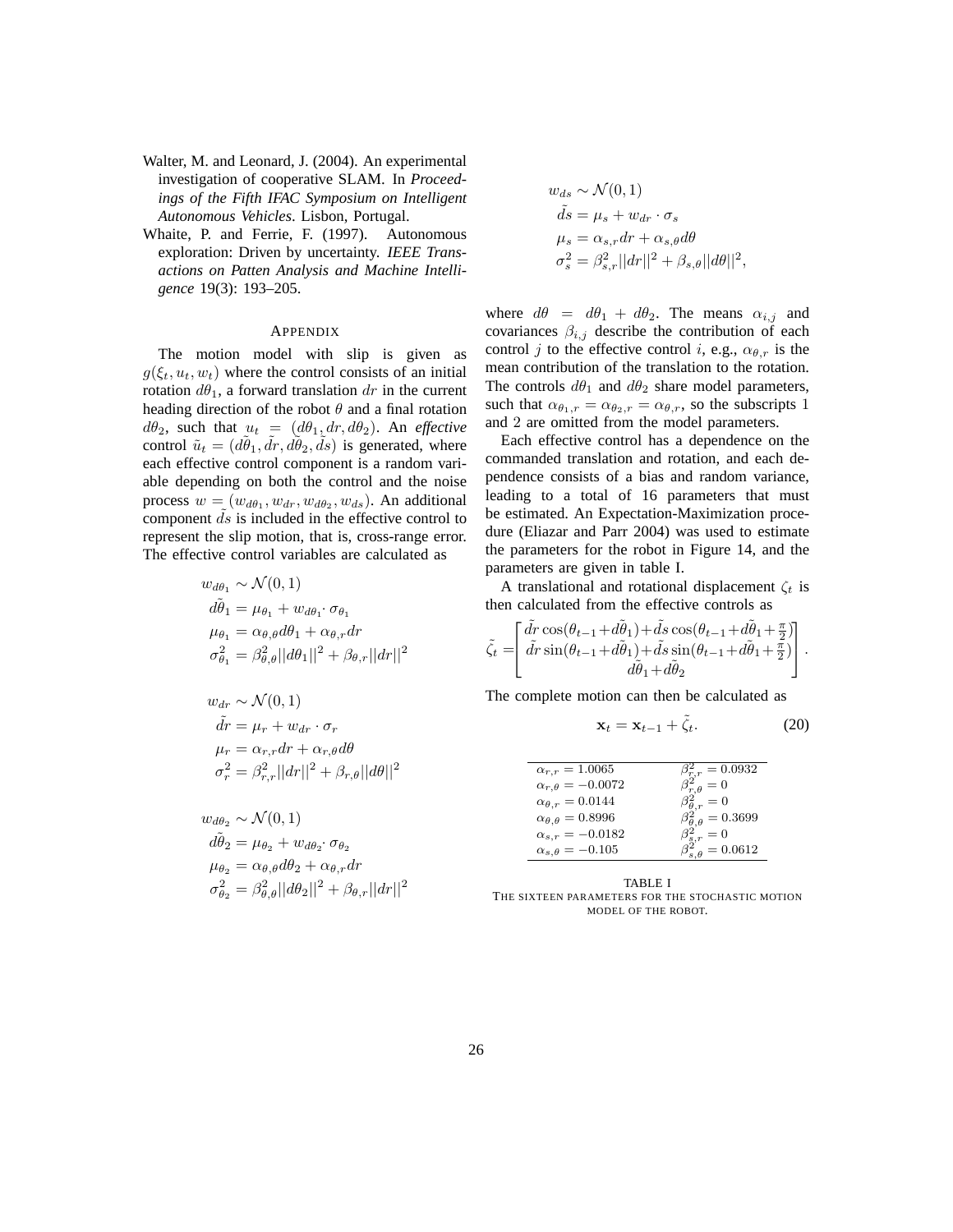Walter, M. and Leonard, J. (2004). An experimental investigation of cooperative SLAM. In *Proceedings of the Fifth IFAC Symposium on Intelligent Autonomous Vehicles*. Lisbon, Portugal.

Whaite, P. and Ferrie, F. (1997). Autonomous exploration: Driven by uncertainty. *IEEE Transactions on Patten Analysis and Machine Intelligence* 19(3): 193–205.

## APPENDIX

The motion model with slip is given as $g(\xi_t, u_t, w_t)$ where the control consists of an initial rotation $d\theta_1$, a forward translation $dr$ in the current heading direction of the robot $\theta$ and a final rotation $d\theta_2$, such that $u_t = (d\theta_1, dr, d\theta_2)$. An *effective* control $\tilde{u}_t = (\tilde{d\theta}_1, \tilde{dr}, \tilde{d\theta}_2, \tilde{ds})$ is generated, where each effective control component is a random variable depending on both the control and the noise process $w = (w_{d\theta_1}, w_{dr}, w_{d\theta_2}, w_{ds})$. An additional component $\tilde{ds}$ is included in the effective control to represent the slip motion, that is, cross-range error. The effective control variables are calculated as

$$
\begin{aligned}
w_{d\theta_1} &\sim \mathcal{N}(0,1) \\
\tilde{d\theta}_1 &= \mu_{\theta_1} + w_{d\theta_1} \cdot \sigma_{\theta_1} \\
\mu_{\theta_1} &= \alpha_{\theta,\theta} d\theta_1 + \alpha_{\theta,r} dr \\
\sigma^2_{\theta_1} &= \beta^2_{\theta,\theta} ||d\theta_1||^2 + \beta_{\theta,r} ||dr||^2
\end{aligned}
$$

$$
\begin{aligned}
w_{dr} &\sim \mathcal{N}(0,1) \\
\tilde{dr} &= \mu_r + w_{dr} \cdot \sigma_r \\
\mu_r &= \alpha_{r,r} dr + \alpha_{r,\theta} d\theta \\
\sigma^2_r &= \beta^2_{r,r} ||dr||^2 + \beta_{r,\theta} ||d\theta||^2
\end{aligned}
$$

$$
\begin{aligned}
w_{d\theta_2} &\sim \mathcal{N}(0,1) \\
\tilde{d\theta}_2 &= \mu_{\theta_2} + w_{d\theta_2} \cdot \sigma_{\theta_2} \\
\mu_{\theta_2} &= \alpha_{\theta,\theta} d\theta_2 + \alpha_{\theta,r} dr \\
\sigma^2_{\theta_2} &= \beta^2_{\theta,\theta} ||d\theta_2||^2 + \beta_{\theta,r} ||dr||^2
\end{aligned}
$$

$$
\begin{aligned}
w_{ds} &\sim \mathcal{N}(0,1) \\
\tilde{ds} &= \mu_s + w_{dr} \cdot \sigma_s \\
\mu_s &= \alpha_{s,r} dr + \alpha_{s,\theta} d\theta \\
\sigma^2_s &= \beta^2_{s,r} ||dr||^2 + \beta_{s,\theta} ||d\theta||^2,
\end{aligned}
$$

where $d\theta = d\theta_1 + d\theta_2$. The means $\alpha_{i,j}$ and covariances $\beta_{i,j}$ describe the contribution of each control $j$ to the effective control $i$, e.g., $\alpha_{\theta,r}$ is the mean contribution of the translation to the rotation. The controls $d\theta_1$ and $d\theta_2$ share model parameters, such that $\alpha_{\theta_1,r} = \alpha_{\theta_2,r} = \alpha_{\theta,r}$, so the subscripts 1 and 2 are omitted from the model parameters.

Each effective control has a dependence on the commanded translation and rotation, and each dependence consists of a bias and random variance, leading to a total of 16 parameters that must be estimated. An Expectation-Maximization procedure (Eliazar and Parr 2004) was used to estimate the parameters for the robot in Figure 14, and the parameters are given in table I.

A translational and rotational displacement $\zeta_t$ is then calculated from the effective controls as

$$
\tilde{\zeta}_t = \begin{bmatrix} \tilde{dr}\cos(\theta_{t-1} + \tilde{d\theta}_1) + \tilde{ds}\cos(\theta_{t-1} + \tilde{d\theta}_1 + \frac{\pi}{2}) \\ \tilde{dr}\sin(\theta_{t-1} + \tilde{d\theta}_1) + \tilde{ds}\sin(\theta_{t-1} + \tilde{d\theta}_1 + \frac{\pi}{2}) \\ \tilde{d\theta}_1 + \tilde{d\theta}_2 \end{bmatrix}.
$$

The complete motion can then be calculated as

$$
\mathbf{x}_t = \mathbf{x}_{t-1} + \tilde{\zeta}_t. \quad (20)
$$

| | |
|---|---|
| $\alpha_{r,r} = 1.0065$ | $\beta^2_{r,r} = 0.0932$ |
| $\alpha_{r,\theta} = -0.0072$ | $\beta^2_{r,\theta} = 0$ |
| $\alpha_{\theta,r} = 0.0144$ | $\beta^2_{\theta,r} = 0$ |
| $\alpha_{\theta,\theta} = 0.8996$ | $\beta^2_{\theta,\theta} = 0.3699$ |
| $\alpha_{s,r} = -0.0182$ | $\beta^2_{s,r} = 0$ |
| $\alpha_{s,\theta} = -0.105$ | $\beta^2_{s,\theta} = 0.0612$ |

TABLE I
THE SIXTEEN PARAMETERS FOR THE STOCHASTIC MOTION MODEL OF THE ROBOT.